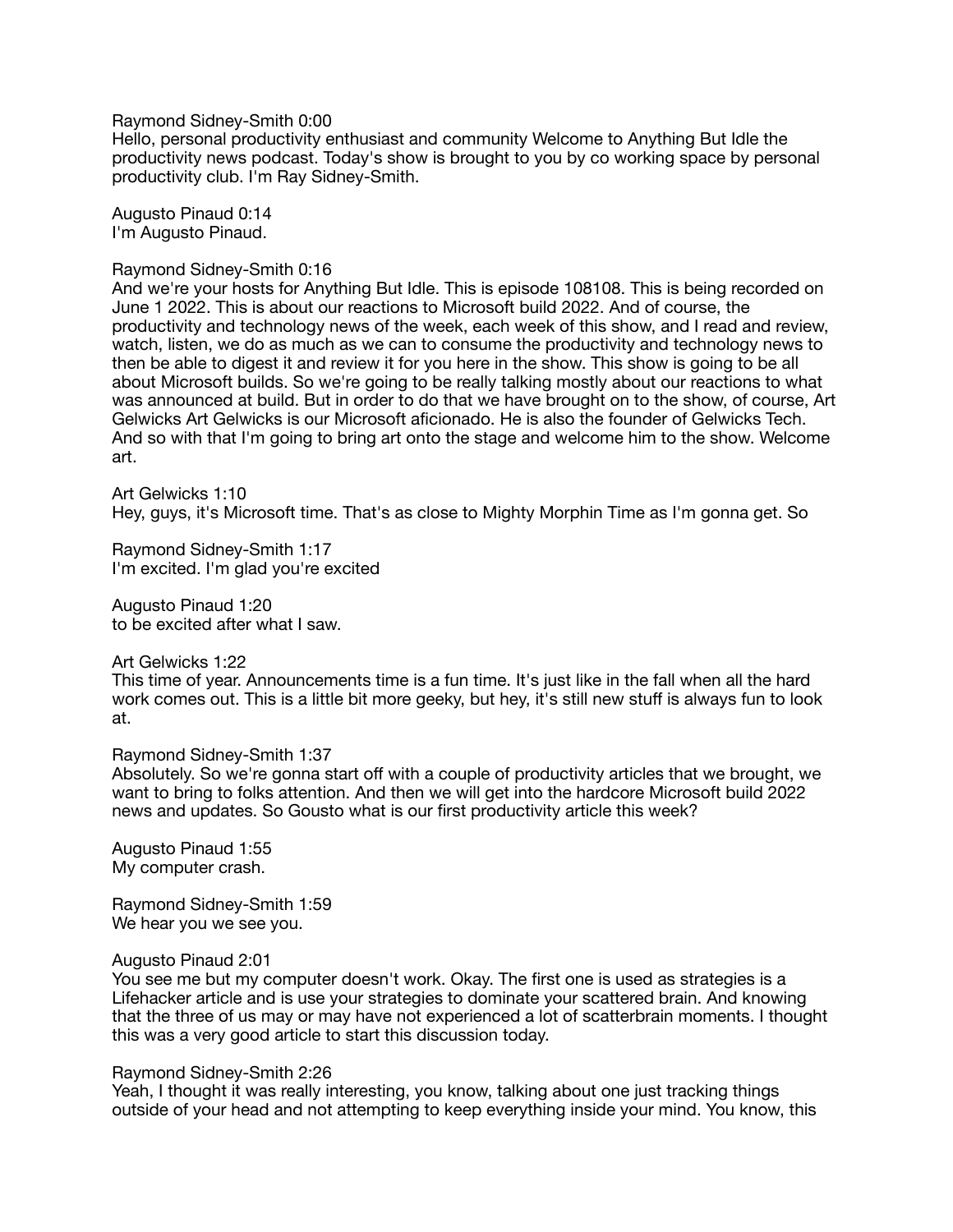Raymond Sidney-Smith 0:00
Hello, personal productivity enthusiast and community Welcome to Anything But Idle the productivity news podcast. Today's show is brought to you by co working space by personal productivity club. I'm Ray Sidney-Smith.

Augusto Pinaud 0:14
I'm Augusto Pinaud.

Raymond Sidney-Smith 0:16
And we're your hosts for Anything But Idle. This is episode 108108. This is being recorded on June 1 2022. This is about our reactions to Microsoft build 2022. And of course, the productivity and technology news of the week, each week of this show, and I read and review, watch, listen, we do as much as we can to consume the productivity and technology news to then be able to digest it and review it for you here in the show. This show is going to be all about Microsoft builds. So we're going to be really talking mostly about our reactions to what was announced at build. But in order to do that we have brought on to the show, of course, Art Gelwicks Art Gelwicks is our Microsoft aficionado. He is also the founder of Gelwicks Tech. And so with that I'm going to bring art onto the stage and welcome him to the show. Welcome art.

Art Gelwicks 1:10
Hey, guys, it's Microsoft time. That's as close to Mighty Morphin Time as I'm gonna get. So

Raymond Sidney-Smith 1:17
I'm excited. I'm glad you're excited

Augusto Pinaud 1:20
to be excited after what I saw.

Art Gelwicks 1:22
This time of year. Announcements time is a fun time. It's just like in the fall when all the hard work comes out. This is a little bit more geeky, but hey, it's still new stuff is always fun to look at.

Raymond Sidney-Smith 1:37
Absolutely. So we're gonna start off with a couple of productivity articles that we brought, we want to bring to folks attention. And then we will get into the hardcore Microsoft build 2022 news and updates. So Gousto what is our first productivity article this week?

Augusto Pinaud 1:55
My computer crash.

Raymond Sidney-Smith 1:59
We hear you we see you.

Augusto Pinaud 2:01
You see me but my computer doesn't work. Okay. The first one is used as strategies is a Lifehacker article and is use your strategies to dominate your scattered brain. And knowing that the three of us may or may have not experienced a lot of scatterbrain moments. I thought this was a very good article to start this discussion today.

Raymond Sidney-Smith 2:26
Yeah, I thought it was really interesting, you know, talking about one just tracking things outside of your head and not attempting to keep everything inside your mind. You know, this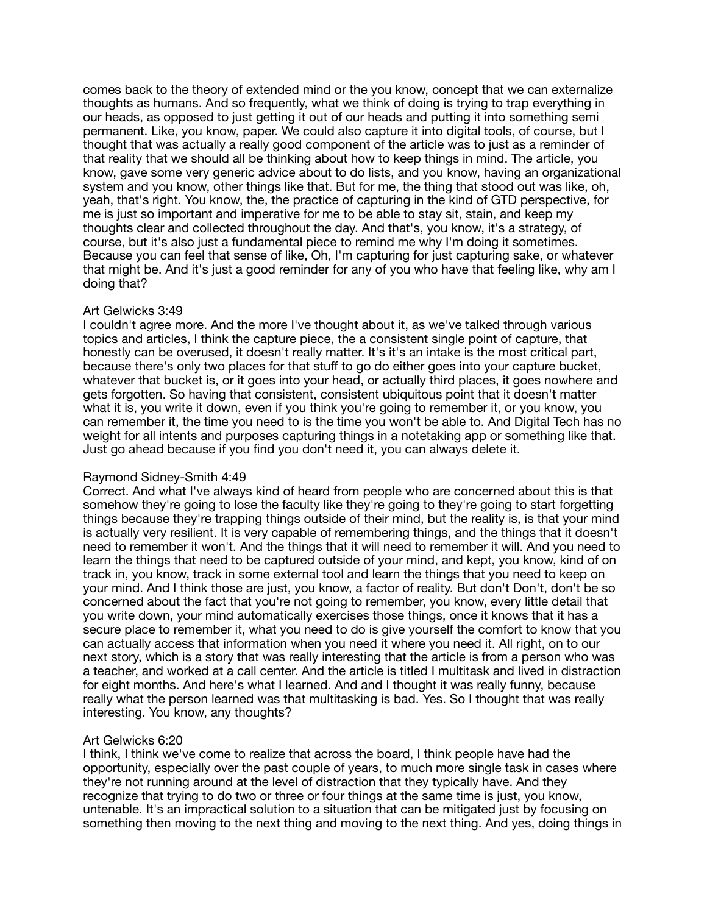comes back to the theory of extended mind or the you know, concept that we can externalize thoughts as humans. And so frequently, what we think of doing is trying to trap everything in our heads, as opposed to just getting it out of our heads and putting it into something semi permanent. Like, you know, paper. We could also capture it into digital tools, of course, but I thought that was actually a really good component of the article was to just as a reminder of that reality that we should all be thinking about how to keep things in mind. The article, you know, gave some very generic advice about to do lists, and you know, having an organizational system and you know, other things like that. But for me, the thing that stood out was like, oh, yeah, that's right. You know, the, the practice of capturing in the kind of GTD perspective, for me is just so important and imperative for me to be able to stay sit, stain, and keep my thoughts clear and collected throughout the day. And that's, you know, it's a strategy, of course, but it's also just a fundamental piece to remind me why I'm doing it sometimes. Because you can feel that sense of like, Oh, I'm capturing for just capturing sake, or whatever that might be. And it's just a good reminder for any of you who have that feeling like, why am I doing that?

Art Gelwicks 3:49
I couldn't agree more. And the more I've thought about it, as we've talked through various topics and articles, I think the capture piece, the a consistent single point of capture, that honestly can be overused, it doesn't really matter. It's it's an intake is the most critical part, because there's only two places for that stuff to go do either goes into your capture bucket, whatever that bucket is, or it goes into your head, or actually third places, it goes nowhere and gets forgotten. So having that consistent, consistent ubiquitous point that it doesn't matter what it is, you write it down, even if you think you're going to remember it, or you know, you can remember it, the time you need to is the time you won't be able to. And Digital Tech has no weight for all intents and purposes capturing things in a notetaking app or something like that. Just go ahead because if you find you don't need it, you can always delete it.

Raymond Sidney-Smith 4:49
Correct. And what I've always kind of heard from people who are concerned about this is that somehow they're going to lose the faculty like they're going to they're going to start forgetting things because they're trapping things outside of their mind, but the reality is, is that your mind is actually very resilient. It is very capable of remembering things, and the things that it doesn't need to remember it won't. And the things that it will need to remember it will. And you need to learn the things that need to be captured outside of your mind, and kept, you know, kind of on track in, you know, track in some external tool and learn the things that you need to keep on your mind. And I think those are just, you know, a factor of reality. But don't Don't, don't be so concerned about the fact that you're not going to remember, you know, every little detail that you write down, your mind automatically exercises those things, once it knows that it has a secure place to remember it, what you need to do is give yourself the comfort to know that you can actually access that information when you need it where you need it. All right, on to our next story, which is a story that was really interesting that the article is from a person who was a teacher, and worked at a call center. And the article is titled I multitask and lived in distraction for eight months. And here's what I learned. And and I thought it was really funny, because really what the person learned was that multitasking is bad. Yes. So I thought that was really interesting. You know, any thoughts?

Art Gelwicks 6:20
I think, I think we've come to realize that across the board, I think people have had the opportunity, especially over the past couple of years, to much more single task in cases where they're not running around at the level of distraction that they typically have. And they recognize that trying to do two or three or four things at the same time is just, you know, untenable. It's an impractical solution to a situation that can be mitigated just by focusing on something then moving to the next thing and moving to the next thing. And yes, doing things in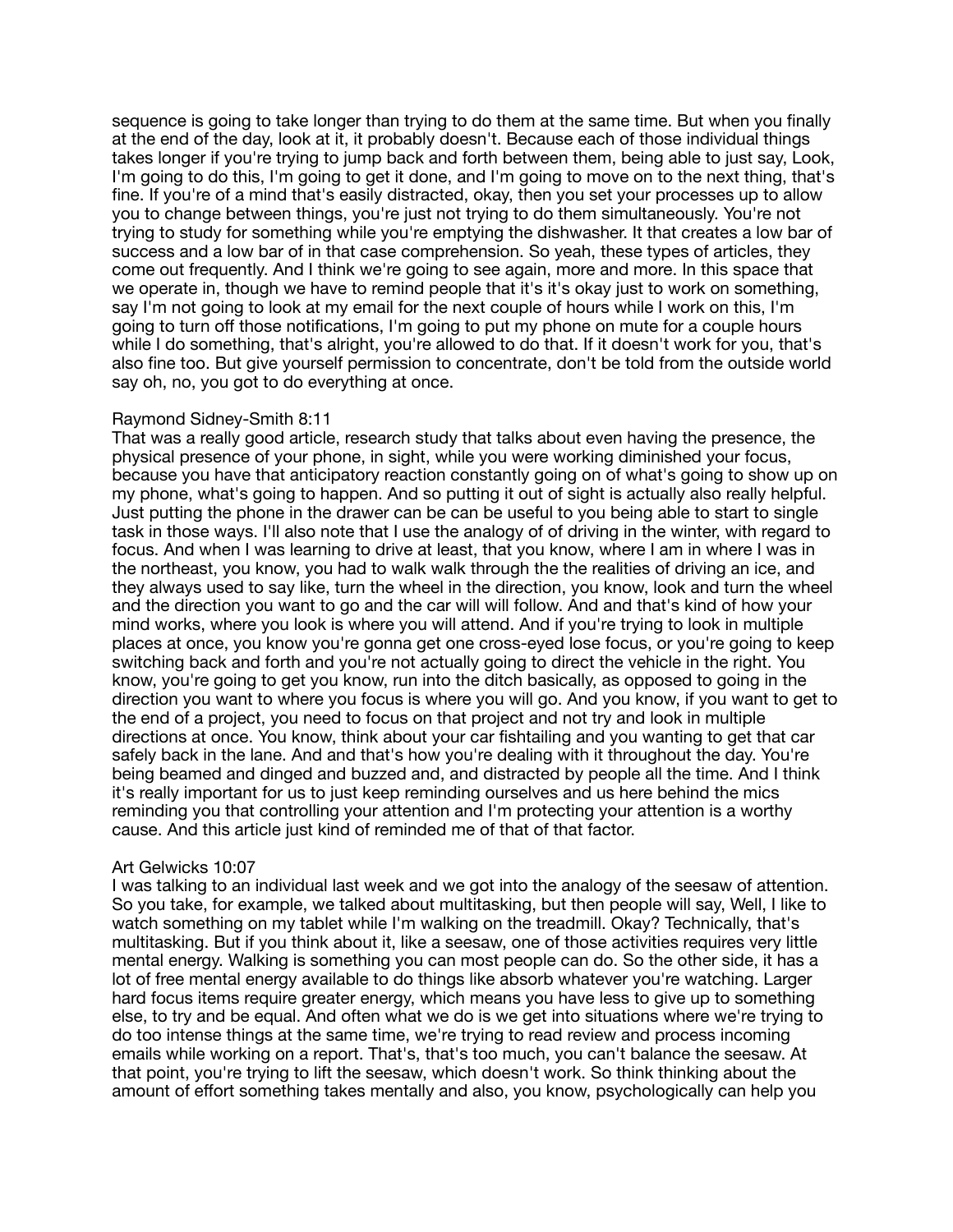sequence is going to take longer than trying to do them at the same time. But when you finally at the end of the day, look at it, it probably doesn't. Because each of those individual things takes longer if you're trying to jump back and forth between them, being able to just say, Look, I'm going to do this, I'm going to get it done, and I'm going to move on to the next thing, that's fine. If you're of a mind that's easily distracted, okay, then you set your processes up to allow you to change between things, you're just not trying to do them simultaneously. You're not trying to study for something while you're emptying the dishwasher. It that creates a low bar of success and a low bar of in that case comprehension. So yeah, these types of articles, they come out frequently. And I think we're going to see again, more and more. In this space that we operate in, though we have to remind people that it's it's okay just to work on something, say I'm not going to look at my email for the next couple of hours while I work on this, I'm going to turn off those notifications, I'm going to put my phone on mute for a couple hours while I do something, that's alright, you're allowed to do that. If it doesn't work for you, that's also fine too. But give yourself permission to concentrate, don't be told from the outside world say oh, no, you got to do everything at once.

Raymond Sidney-Smith 8:11
That was a really good article, research study that talks about even having the presence, the physical presence of your phone, in sight, while you were working diminished your focus, because you have that anticipatory reaction constantly going on of what's going to show up on my phone, what's going to happen. And so putting it out of sight is actually also really helpful. Just putting the phone in the drawer can be can be useful to you being able to start to single task in those ways. I'll also note that I use the analogy of of driving in the winter, with regard to focus. And when I was learning to drive at least, that you know, where I am in where I was in the northeast, you know, you had to walk walk through the the realities of driving an ice, and they always used to say like, turn the wheel in the direction, you know, look and turn the wheel and the direction you want to go and the car will will follow. And and that's kind of how your mind works, where you look is where you will attend. And if you're trying to look in multiple places at once, you know you're gonna get one cross-eyed lose focus, or you're going to keep switching back and forth and you're not actually going to direct the vehicle in the right. You know, you're going to get you know, run into the ditch basically, as opposed to going in the direction you want to where you focus is where you will go. And you know, if you want to get to the end of a project, you need to focus on that project and not try and look in multiple directions at once. You know, think about your car fishtailing and you wanting to get that car safely back in the lane. And and that's how you're dealing with it throughout the day. You're being beamed and dinged and buzzed and, and distracted by people all the time. And I think it's really important for us to just keep reminding ourselves and us here behind the mics reminding you that controlling your attention and I'm protecting your attention is a worthy cause. And this article just kind of reminded me of that of that factor.

Art Gelwicks 10:07
I was talking to an individual last week and we got into the analogy of the seesaw of attention. So you take, for example, we talked about multitasking, but then people will say, Well, I like to watch something on my tablet while I'm walking on the treadmill. Okay? Technically, that's multitasking. But if you think about it, like a seesaw, one of those activities requires very little mental energy. Walking is something you can most people can do. So the other side, it has a lot of free mental energy available to do things like absorb whatever you're watching. Larger hard focus items require greater energy, which means you have less to give up to something else, to try and be equal. And often what we do is we get into situations where we're trying to do too intense things at the same time, we're trying to read review and process incoming emails while working on a report. That's, that's too much, you can't balance the seesaw. At that point, you're trying to lift the seesaw, which doesn't work. So think thinking about the amount of effort something takes mentally and also, you know, psychologically can help you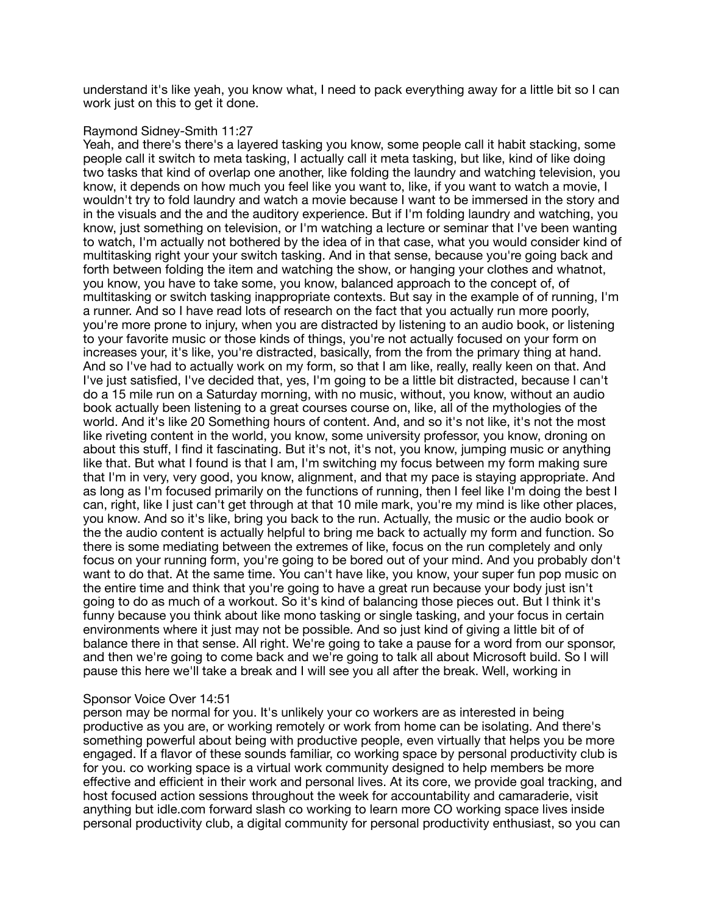understand it's like yeah, you know what, I need to pack everything away for a little bit so I can work just on this to get it done.

Raymond Sidney-Smith 11:27
Yeah, and there's there's a layered tasking you know, some people call it habit stacking, some people call it switch to meta tasking, I actually call it meta tasking, but like, kind of like doing two tasks that kind of overlap one another, like folding the laundry and watching television, you know, it depends on how much you feel like you want to, like, if you want to watch a movie, I wouldn't try to fold laundry and watch a movie because I want to be immersed in the story and in the visuals and the and the auditory experience. But if I'm folding laundry and watching, you know, just something on television, or I'm watching a lecture or seminar that I've been wanting to watch, I'm actually not bothered by the idea of in that case, what you would consider kind of multitasking right your your switch tasking. And in that sense, because you're going back and forth between folding the item and watching the show, or hanging your clothes and whatnot, you know, you have to take some, you know, balanced approach to the concept of, of multitasking or switch tasking inappropriate contexts. But say in the example of of running, I'm a runner. And so I have read lots of research on the fact that you actually run more poorly, you're more prone to injury, when you are distracted by listening to an audio book, or listening to your favorite music or those kinds of things, you're not actually focused on your form on increases your, it's like, you're distracted, basically, from the from the primary thing at hand. And so I've had to actually work on my form, so that I am like, really, really keen on that. And I've just satisfied, I've decided that, yes, I'm going to be a little bit distracted, because I can't do a 15 mile run on a Saturday morning, with no music, without, you know, without an audio book actually been listening to a great courses course on, like, all of the mythologies of the world. And it's like 20 Something hours of content. And, and so it's not like, it's not the most like riveting content in the world, you know, some university professor, you know, droning on about this stuff, I find it fascinating. But it's not, it's not, you know, jumping music or anything like that. But what I found is that I am, I'm switching my focus between my form making sure that I'm in very, very good, you know, alignment, and that my pace is staying appropriate. And as long as I'm focused primarily on the functions of running, then I feel like I'm doing the best I can, right, like I just can't get through at that 10 mile mark, you're my mind is like other places, you know. And so it's like, bring you back to the run. Actually, the music or the audio book or the the audio content is actually helpful to bring me back to actually my form and function. So there is some mediating between the extremes of like, focus on the run completely and only focus on your running form, you're going to be bored out of your mind. And you probably don't want to do that. At the same time. You can't have like, you know, your super fun pop music on the entire time and think that you're going to have a great run because your body just isn't going to do as much of a workout. So it's kind of balancing those pieces out. But I think it's funny because you think about like mono tasking or single tasking, and your focus in certain environments where it just may not be possible. And so just kind of giving a little bit of of balance there in that sense. All right. We're going to take a pause for a word from our sponsor, and then we're going to come back and we're going to talk all about Microsoft build. So I will pause this here we'll take a break and I will see you all after the break. Well, working in

Sponsor Voice Over 14:51
person may be normal for you. It's unlikely your co workers are as interested in being productive as you are, or working remotely or work from home can be isolating. And there's something powerful about being with productive people, even virtually that helps you be more engaged. If a flavor of these sounds familiar, co working space by personal productivity club is for you. co working space is a virtual work community designed to help members be more effective and efficient in their work and personal lives. At its core, we provide goal tracking, and host focused action sessions throughout the week for accountability and camaraderie, visit anything but idle.com forward slash co working to learn more CO working space lives inside personal productivity club, a digital community for personal productivity enthusiast, so you can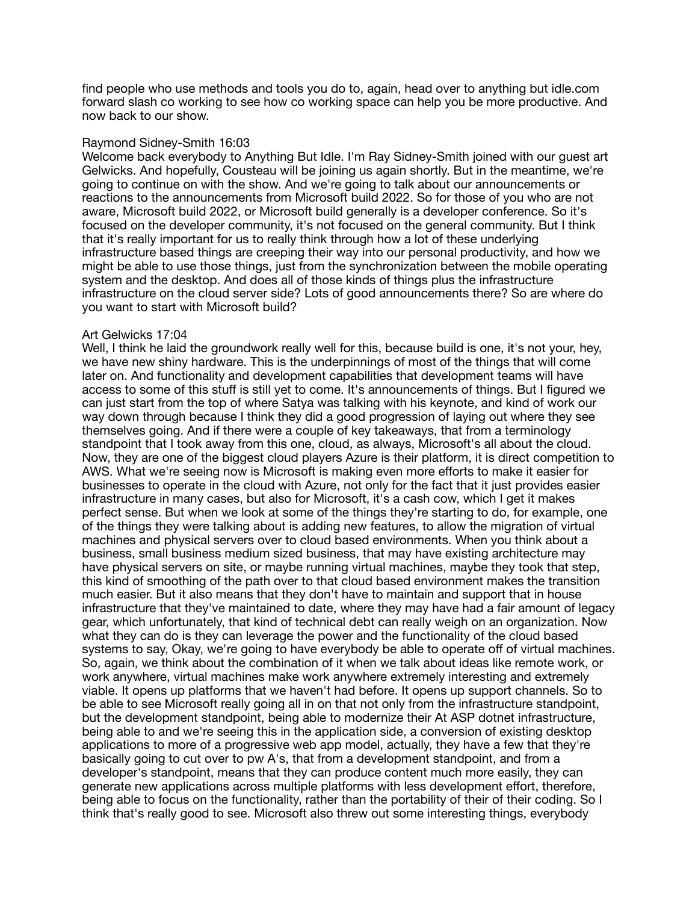find people who use methods and tools you do to, again, head over to anything but idle.com forward slash co working to see how co working space can help you be more productive. And now back to our show.

Raymond Sidney-Smith 16:03
Welcome back everybody to Anything But Idle. I'm Ray Sidney-Smith joined with our guest art Gelwicks. And hopefully, Cousteau will be joining us again shortly. But in the meantime, we're going to continue on with the show. And we're going to talk about our announcements or reactions to the announcements from Microsoft build 2022. So for those of you who are not aware, Microsoft build 2022, or Microsoft build generally is a developer conference. So it's focused on the developer community, it's not focused on the general community. But I think that it's really important for us to really think through how a lot of these underlying infrastructure based things are creeping their way into our personal productivity, and how we might be able to use those things, just from the synchronization between the mobile operating system and the desktop. And does all of those kinds of things plus the infrastructure infrastructure on the cloud server side? Lots of good announcements there? So are where do you want to start with Microsoft build?

Art Gelwicks 17:04
Well, I think he laid the groundwork really well for this, because build is one, it's not your, hey, we have new shiny hardware. This is the underpinnings of most of the things that will come later on. And functionality and development capabilities that development teams will have access to some of this stuff is still yet to come. It's announcements of things. But I figured we can just start from the top of where Satya was talking with his keynote, and kind of work our way down through because I think they did a good progression of laying out where they see themselves going. And if there were a couple of key takeaways, that from a terminology standpoint that I took away from this one, cloud, as always, Microsoft's all about the cloud. Now, they are one of the biggest cloud players Azure is their platform, it is direct competition to AWS. What we're seeing now is Microsoft is making even more efforts to make it easier for businesses to operate in the cloud with Azure, not only for the fact that it just provides easier infrastructure in many cases, but also for Microsoft, it's a cash cow, which I get it makes perfect sense. But when we look at some of the things they're starting to do, for example, one of the things they were talking about is adding new features, to allow the migration of virtual machines and physical servers over to cloud based environments. When you think about a business, small business medium sized business, that may have existing architecture may have physical servers on site, or maybe running virtual machines, maybe they took that step, this kind of smoothing of the path over to that cloud based environment makes the transition much easier. But it also means that they don't have to maintain and support that in house infrastructure that they've maintained to date, where they may have had a fair amount of legacy gear, which unfortunately, that kind of technical debt can really weigh on an organization. Now what they can do is they can leverage the power and the functionality of the cloud based systems to say, Okay, we're going to have everybody be able to operate off of virtual machines. So, again, we think about the combination of it when we talk about ideas like remote work, or work anywhere, virtual machines make work anywhere extremely interesting and extremely viable. It opens up platforms that we haven't had before. It opens up support channels. So to be able to see Microsoft really going all in on that not only from the infrastructure standpoint, but the development standpoint, being able to modernize their At ASP dotnet infrastructure, being able to and we're seeing this in the application side, a conversion of existing desktop applications to more of a progressive web app model, actually, they have a few that they're basically going to cut over to pw A's, that from a development standpoint, and from a developer's standpoint, means that they can produce content much more easily, they can generate new applications across multiple platforms with less development effort, therefore, being able to focus on the functionality, rather than the portability of their of their coding. So I think that's really good to see. Microsoft also threw out some interesting things, everybody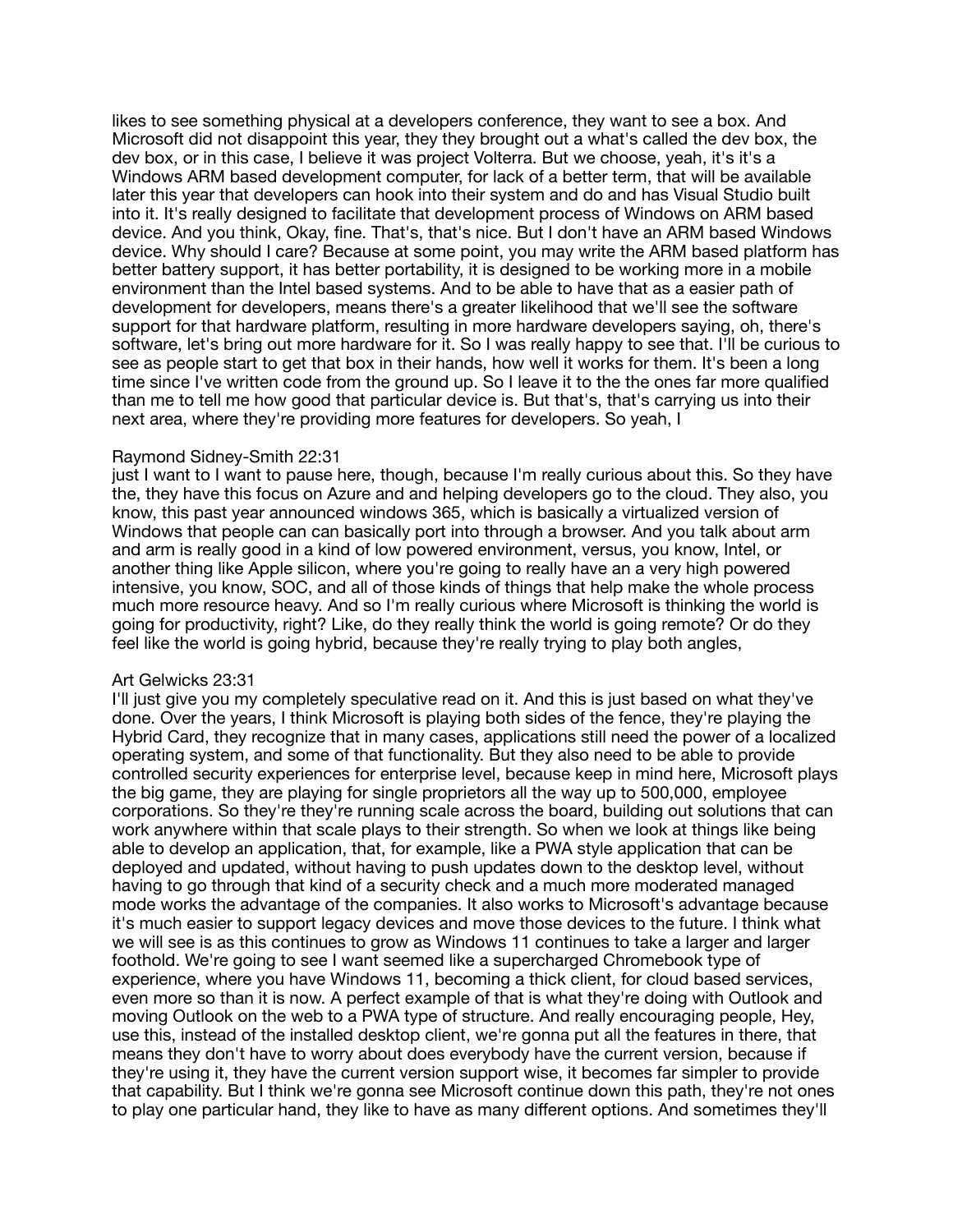likes to see something physical at a developers conference, they want to see a box. And Microsoft did not disappoint this year, they they brought out a what's called the dev box, the dev box, or in this case, I believe it was project Volterra. But we choose, yeah, it's it's a Windows ARM based development computer, for lack of a better term, that will be available later this year that developers can hook into their system and do and has Visual Studio built into it. It's really designed to facilitate that development process of Windows on ARM based device. And you think, Okay, fine. That's, that's nice. But I don't have an ARM based Windows device. Why should I care? Because at some point, you may write the ARM based platform has better battery support, it has better portability, it is designed to be working more in a mobile environment than the Intel based systems. And to be able to have that as a easier path of development for developers, means there's a greater likelihood that we'll see the software support for that hardware platform, resulting in more hardware developers saying, oh, there's software, let's bring out more hardware for it. So I was really happy to see that. I'll be curious to see as people start to get that box in their hands, how well it works for them. It's been a long time since I've written code from the ground up. So I leave it to the the ones far more qualified than me to tell me how good that particular device is. But that's, that's carrying us into their next area, where they're providing more features for developers. So yeah, I

Raymond Sidney-Smith 22:31
just I want to I want to pause here, though, because I'm really curious about this. So they have the, they have this focus on Azure and and helping developers go to the cloud. They also, you know, this past year announced windows 365, which is basically a virtualized version of Windows that people can can basically port into through a browser. And you talk about arm and arm is really good in a kind of low powered environment, versus, you know, Intel, or another thing like Apple silicon, where you're going to really have an a very high powered intensive, you know, SOC, and all of those kinds of things that help make the whole process much more resource heavy. And so I'm really curious where Microsoft is thinking the world is going for productivity, right? Like, do they really think the world is going remote? Or do they feel like the world is going hybrid, because they're really trying to play both angles,

Art Gelwicks 23:31
I'll just give you my completely speculative read on it. And this is just based on what they've done. Over the years, I think Microsoft is playing both sides of the fence, they're playing the Hybrid Card, they recognize that in many cases, applications still need the power of a localized operating system, and some of that functionality. But they also need to be able to provide controlled security experiences for enterprise level, because keep in mind here, Microsoft plays the big game, they are playing for single proprietors all the way up to 500,000, employee corporations. So they're they're running scale across the board, building out solutions that can work anywhere within that scale plays to their strength. So when we look at things like being able to develop an application, that, for example, like a PWA style application that can be deployed and updated, without having to push updates down to the desktop level, without having to go through that kind of a security check and a much more moderated managed mode works the advantage of the companies. It also works to Microsoft's advantage because it's much easier to support legacy devices and move those devices to the future. I think what we will see is as this continues to grow as Windows 11 continues to take a larger and larger foothold. We're going to see I want seemed like a supercharged Chromebook type of experience, where you have Windows 11, becoming a thick client, for cloud based services, even more so than it is now. A perfect example of that is what they're doing with Outlook and moving Outlook on the web to a PWA type of structure. And really encouraging people, Hey, use this, instead of the installed desktop client, we're gonna put all the features in there, that means they don't have to worry about does everybody have the current version, because if they're using it, they have the current version support wise, it becomes far simpler to provide that capability. But I think we're gonna see Microsoft continue down this path, they're not ones to play one particular hand, they like to have as many different options. And sometimes they'll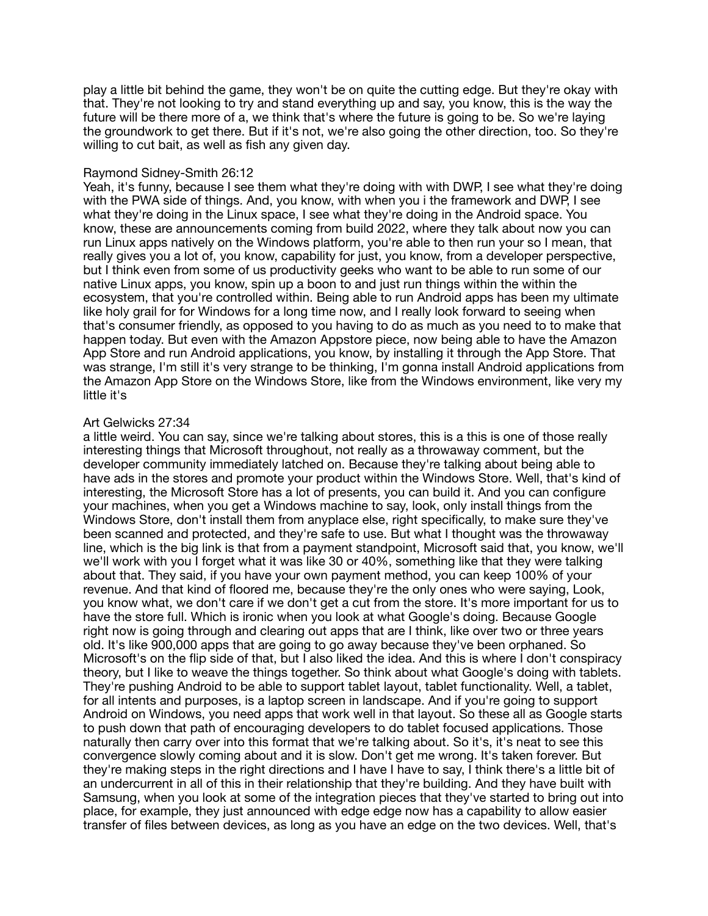play a little bit behind the game, they won't be on quite the cutting edge. But they're okay with that. They're not looking to try and stand everything up and say, you know, this is the way the future will be there more of a, we think that's where the future is going to be. So we're laying the groundwork to get there. But if it's not, we're also going the other direction, too. So they're willing to cut bait, as well as fish any given day.

Raymond Sidney-Smith 26:12
Yeah, it's funny, because I see them what they're doing with with DWP, I see what they're doing with the PWA side of things. And, you know, with when you i the framework and DWP, I see what they're doing in the Linux space, I see what they're doing in the Android space. You know, these are announcements coming from build 2022, where they talk about now you can run Linux apps natively on the Windows platform, you're able to then run your so I mean, that really gives you a lot of, you know, capability for just, you know, from a developer perspective, but I think even from some of us productivity geeks who want to be able to run some of our native Linux apps, you know, spin up a boon to and just run things within the within the ecosystem, that you're controlled within. Being able to run Android apps has been my ultimate like holy grail for for Windows for a long time now, and I really look forward to seeing when that's consumer friendly, as opposed to you having to do as much as you need to to make that happen today. But even with the Amazon Appstore piece, now being able to have the Amazon App Store and run Android applications, you know, by installing it through the App Store. That was strange, I'm still it's very strange to be thinking, I'm gonna install Android applications from the Amazon App Store on the Windows Store, like from the Windows environment, like very my little it's

Art Gelwicks 27:34
a little weird. You can say, since we're talking about stores, this is a this is one of those really interesting things that Microsoft throughout, not really as a throwaway comment, but the developer community immediately latched on. Because they're talking about being able to have ads in the stores and promote your product within the Windows Store. Well, that's kind of interesting, the Microsoft Store has a lot of presents, you can build it. And you can configure your machines, when you get a Windows machine to say, look, only install things from the Windows Store, don't install them from anyplace else, right specifically, to make sure they've been scanned and protected, and they're safe to use. But what I thought was the throwaway line, which is the big link is that from a payment standpoint, Microsoft said that, you know, we'll we'll work with you I forget what it was like 30 or 40%, something like that they were talking about that. They said, if you have your own payment method, you can keep 100% of your revenue. And that kind of floored me, because they're the only ones who were saying, Look, you know what, we don't care if we don't get a cut from the store. It's more important for us to have the store full. Which is ironic when you look at what Google's doing. Because Google right now is going through and clearing out apps that are I think, like over two or three years old. It's like 900,000 apps that are going to go away because they've been orphaned. So Microsoft's on the flip side of that, but I also liked the idea. And this is where I don't conspiracy theory, but I like to weave the things together. So think about what Google's doing with tablets. They're pushing Android to be able to support tablet layout, tablet functionality. Well, a tablet, for all intents and purposes, is a laptop screen in landscape. And if you're going to support Android on Windows, you need apps that work well in that layout. So these all as Google starts to push down that path of encouraging developers to do tablet focused applications. Those naturally then carry over into this format that we're talking about. So it's, it's neat to see this convergence slowly coming about and it is slow. Don't get me wrong. It's taken forever. But they're making steps in the right directions and I have I have to say, I think there's a little bit of an undercurrent in all of this in their relationship that they're building. And they have built with Samsung, when you look at some of the integration pieces that they've started to bring out into place, for example, they just announced with edge edge now has a capability to allow easier transfer of files between devices, as long as you have an edge on the two devices. Well, that's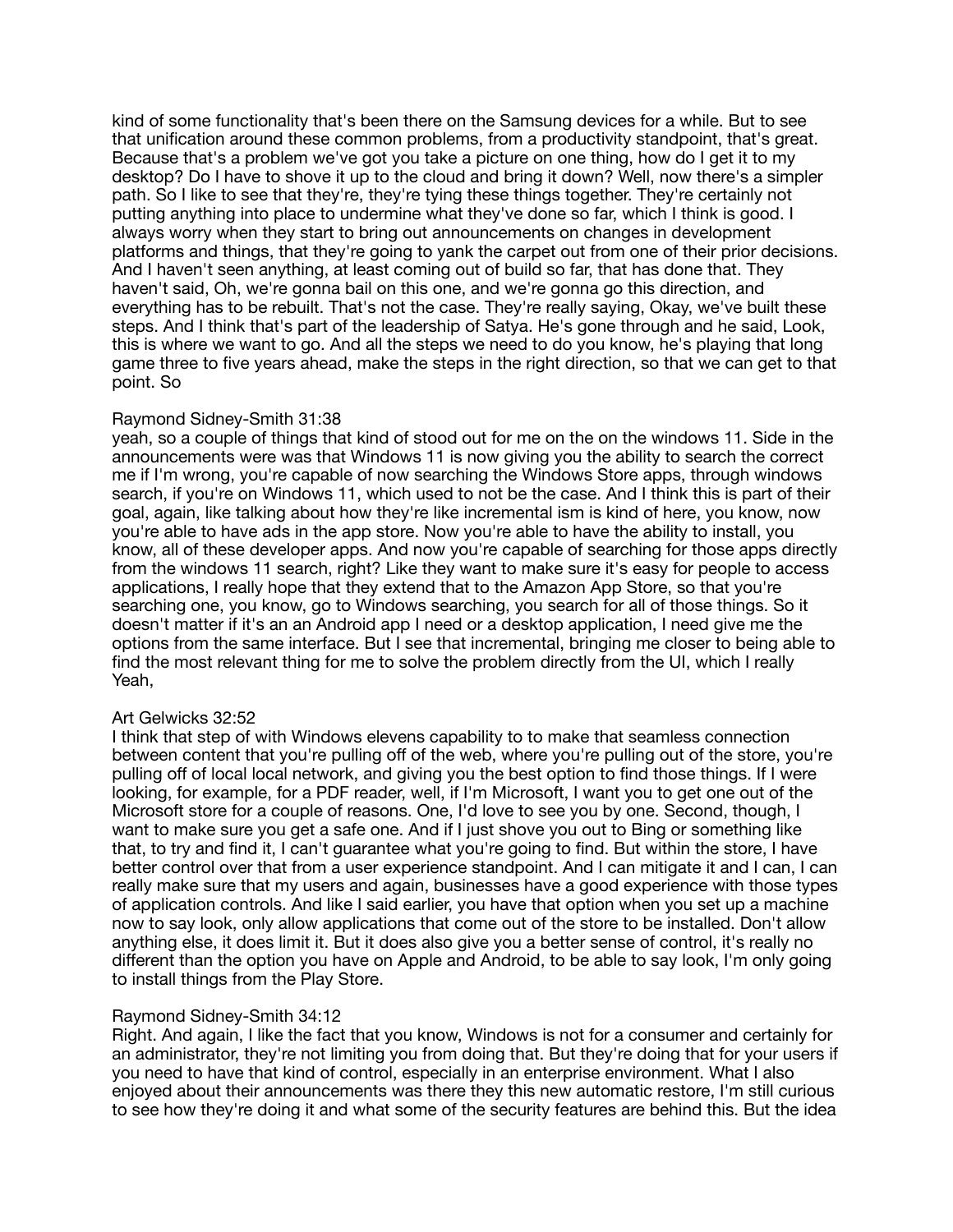kind of some functionality that's been there on the Samsung devices for a while. But to see that unification around these common problems, from a productivity standpoint, that's great. Because that's a problem we've got you take a picture on one thing, how do I get it to my desktop? Do I have to shove it up to the cloud and bring it down? Well, now there's a simpler path. So I like to see that they're, they're tying these things together. They're certainly not putting anything into place to undermine what they've done so far, which I think is good. I always worry when they start to bring out announcements on changes in development platforms and things, that they're going to yank the carpet out from one of their prior decisions. And I haven't seen anything, at least coming out of build so far, that has done that. They haven't said, Oh, we're gonna bail on this one, and we're gonna go this direction, and everything has to be rebuilt. That's not the case. They're really saying, Okay, we've built these steps. And I think that's part of the leadership of Satya. He's gone through and he said, Look, this is where we want to go. And all the steps we need to do you know, he's playing that long game three to five years ahead, make the steps in the right direction, so that we can get to that point. So

Raymond Sidney-Smith 31:38

yeah, so a couple of things that kind of stood out for me on the on the windows 11. Side in the announcements were was that Windows 11 is now giving you the ability to search the correct me if I'm wrong, you're capable of now searching the Windows Store apps, through windows search, if you're on Windows 11, which used to not be the case. And I think this is part of their goal, again, like talking about how they're like incremental ism is kind of here, you know, now you're able to have ads in the app store. Now you're able to have the ability to install, you know, all of these developer apps. And now you're capable of searching for those apps directly from the windows 11 search, right? Like they want to make sure it's easy for people to access applications, I really hope that they extend that to the Amazon App Store, so that you're searching one, you know, go to Windows searching, you search for all of those things. So it doesn't matter if it's an an Android app I need or a desktop application, I need give me the options from the same interface. But I see that incremental, bringing me closer to being able to find the most relevant thing for me to solve the problem directly from the UI, which I really Yeah,

Art Gelwicks 32:52

I think that step of with Windows elevens capability to to make that seamless connection between content that you're pulling off of the web, where you're pulling out of the store, you're pulling off of local local network, and giving you the best option to find those things. If I were looking, for example, for a PDF reader, well, if I'm Microsoft, I want you to get one out of the Microsoft store for a couple of reasons. One, I'd love to see you by one. Second, though, I want to make sure you get a safe one. And if I just shove you out to Bing or something like that, to try and find it, I can't guarantee what you're going to find. But within the store, I have better control over that from a user experience standpoint. And I can mitigate it and I can, I can really make sure that my users and again, businesses have a good experience with those types of application controls. And like I said earlier, you have that option when you set up a machine now to say look, only allow applications that come out of the store to be installed. Don't allow anything else, it does limit it. But it does also give you a better sense of control, it's really no different than the option you have on Apple and Android, to be able to say look, I'm only going to install things from the Play Store.

Raymond Sidney-Smith 34:12

Right. And again, I like the fact that you know, Windows is not for a consumer and certainly for an administrator, they're not limiting you from doing that. But they're doing that for your users if you need to have that kind of control, especially in an enterprise environment. What I also enjoyed about their announcements was there they this new automatic restore, I'm still curious to see how they're doing it and what some of the security features are behind this. But the idea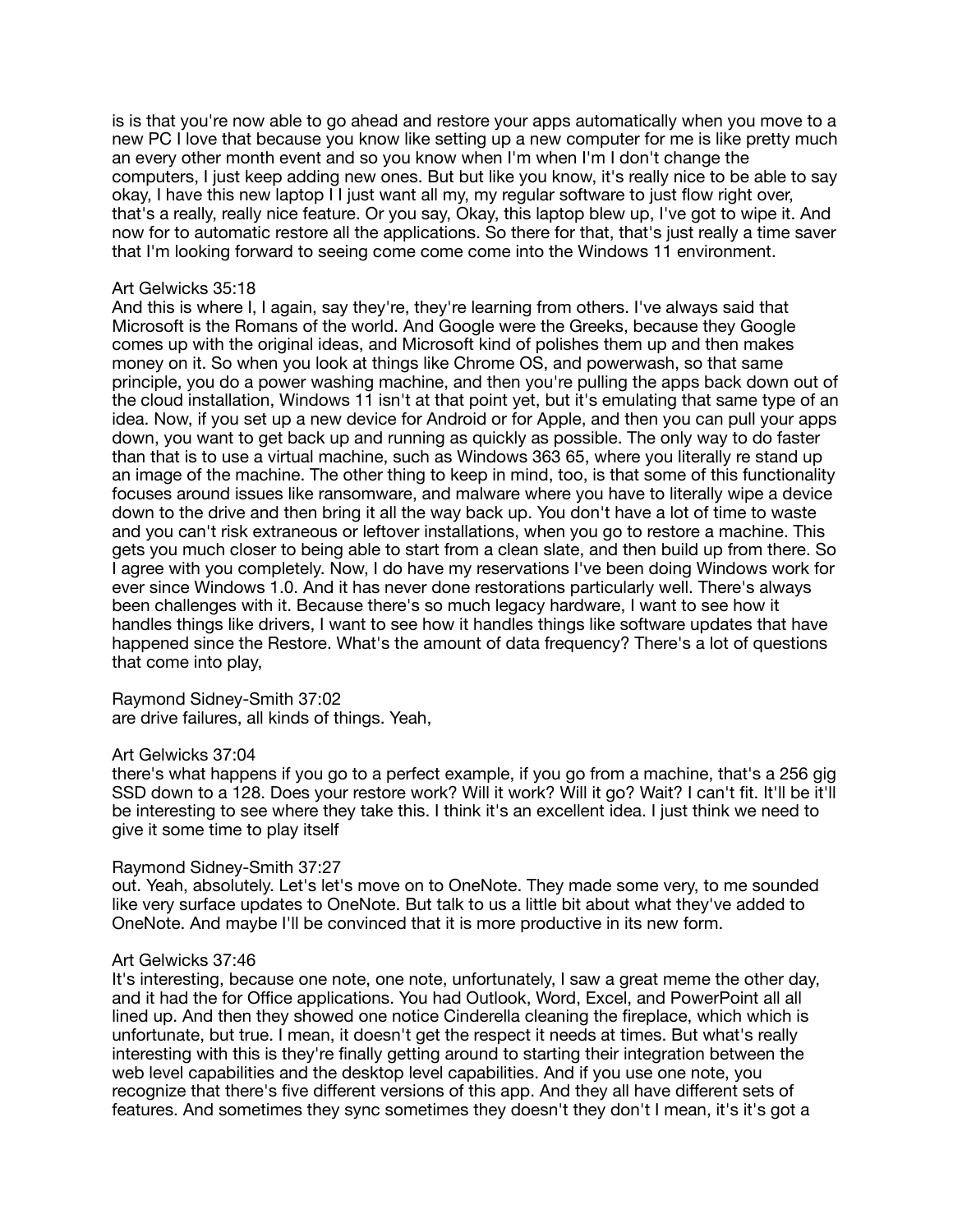is is that you're now able to go ahead and restore your apps automatically when you move to a new PC I love that because you know like setting up a new computer for me is like pretty much an every other month event and so you know when I'm when I'm I don't change the computers, I just keep adding new ones. But but like you know, it's really nice to be able to say okay, I have this new laptop I I just want all my, my regular software to just flow right over, that's a really, really nice feature. Or you say, Okay, this laptop blew up, I've got to wipe it. And now for to automatic restore all the applications. So there for that, that's just really a time saver that I'm looking forward to seeing come come come into the Windows 11 environment.

Art Gelwicks 35:18
And this is where I, I again, say they're, they're learning from others. I've always said that Microsoft is the Romans of the world. And Google were the Greeks, because they Google comes up with the original ideas, and Microsoft kind of polishes them up and then makes money on it. So when you look at things like Chrome OS, and powerwash, so that same principle, you do a power washing machine, and then you're pulling the apps back down out of the cloud installation, Windows 11 isn't at that point yet, but it's emulating that same type of an idea. Now, if you set up a new device for Android or for Apple, and then you can pull your apps down, you want to get back up and running as quickly as possible. The only way to do faster than that is to use a virtual machine, such as Windows 363 65, where you literally re stand up an image of the machine. The other thing to keep in mind, too, is that some of this functionality focuses around issues like ransomware, and malware where you have to literally wipe a device down to the drive and then bring it all the way back up. You don't have a lot of time to waste and you can't risk extraneous or leftover installations, when you go to restore a machine. This gets you much closer to being able to start from a clean slate, and then build up from there. So I agree with you completely. Now, I do have my reservations I've been doing Windows work for ever since Windows 1.0. And it has never done restorations particularly well. There's always been challenges with it. Because there's so much legacy hardware, I want to see how it handles things like drivers, I want to see how it handles things like software updates that have happened since the Restore. What's the amount of data frequency? There's a lot of questions that come into play,

Raymond Sidney-Smith 37:02
are drive failures, all kinds of things. Yeah,

Art Gelwicks 37:04
there's what happens if you go to a perfect example, if you go from a machine, that's a 256 gig SSD down to a 128. Does your restore work? Will it work? Will it go? Wait? I can't fit. It'll be it'll be interesting to see where they take this. I think it's an excellent idea. I just think we need to give it some time to play itself

Raymond Sidney-Smith 37:27
out. Yeah, absolutely. Let's let's move on to OneNote. They made some very, to me sounded like very surface updates to OneNote. But talk to us a little bit about what they've added to OneNote. And maybe I'll be convinced that it is more productive in its new form.

Art Gelwicks 37:46
It's interesting, because one note, one note, unfortunately, I saw a great meme the other day, and it had the for Office applications. You had Outlook, Word, Excel, and PowerPoint all all lined up. And then they showed one notice Cinderella cleaning the fireplace, which which is unfortunate, but true. I mean, it doesn't get the respect it needs at times. But what's really interesting with this is they're finally getting around to starting their integration between the web level capabilities and the desktop level capabilities. And if you use one note, you recognize that there's five different versions of this app. And they all have different sets of features. And sometimes they sync sometimes they doesn't they don't I mean, it's it's got a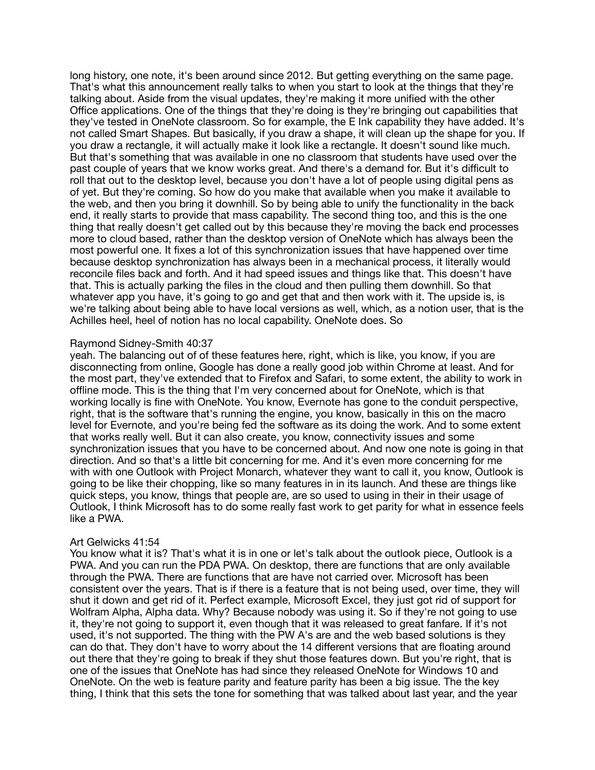long history, one note, it's been around since 2012. But getting everything on the same page. That's what this announcement really talks to when you start to look at the things that they're talking about. Aside from the visual updates, they're making it more unified with the other Office applications. One of the things that they're doing is they're bringing out capabilities that they've tested in OneNote classroom. So for example, the E Ink capability they have added. It's not called Smart Shapes. But basically, if you draw a shape, it will clean up the shape for you. If you draw a rectangle, it will actually make it look like a rectangle. It doesn't sound like much. But that's something that was available in one no classroom that students have used over the past couple of years that we know works great. And there's a demand for. But it's difficult to roll that out to the desktop level, because you don't have a lot of people using digital pens as of yet. But they're coming. So how do you make that available when you make it available to the web, and then you bring it downhill. So by being able to unify the functionality in the back end, it really starts to provide that mass capability. The second thing too, and this is the one thing that really doesn't get called out by this because they're moving the back end processes more to cloud based, rather than the desktop version of OneNote which has always been the most powerful one. It fixes a lot of this synchronization issues that have happened over time because desktop synchronization has always been in a mechanical process, it literally would reconcile files back and forth. And it had speed issues and things like that. This doesn't have that. This is actually parking the files in the cloud and then pulling them downhill. So that whatever app you have, it's going to go and get that and then work with it. The upside is, is we're talking about being able to have local versions as well, which, as a notion user, that is the Achilles heel, heel of notion has no local capability. OneNote does. So

Raymond Sidney-Smith 40:37
yeah. The balancing out of of these features here, right, which is like, you know, if you are disconnecting from online, Google has done a really good job within Chrome at least. And for the most part, they've extended that to Firefox and Safari, to some extent, the ability to work in offline mode. This is the thing that I'm very concerned about for OneNote, which is that working locally is fine with OneNote. You know, Evernote has gone to the conduit perspective, right, that is the software that's running the engine, you know, basically in this on the macro level for Evernote, and you're being fed the software as its doing the work. And to some extent that works really well. But it can also create, you know, connectivity issues and some synchronization issues that you have to be concerned about. And now one note is going in that direction. And so that's a little bit concerning for me. And it's even more concerning for me with with one Outlook with Project Monarch, whatever they want to call it, you know, Outlook is going to be like their chopping, like so many features in in its launch. And these are things like quick steps, you know, things that people are, are so used to using in their in their usage of Outlook, I think Microsoft has to do some really fast work to get parity for what in essence feels like a PWA.

Art Gelwicks 41:54
You know what it is? That's what it is in one or let's talk about the outlook piece, Outlook is a PWA. And you can run the PDA PWA. On desktop, there are functions that are only available through the PWA. There are functions that are have not carried over. Microsoft has been consistent over the years. That is if there is a feature that is not being used, over time, they will shut it down and get rid of it. Perfect example, Microsoft Excel, they just got rid of support for Wolfram Alpha, Alpha data. Why? Because nobody was using it. So if they're not going to use it, they're not going to support it, even though that it was released to great fanfare. If it's not used, it's not supported. The thing with the PW A's are and the web based solutions is they can do that. They don't have to worry about the 14 different versions that are floating around out there that they're going to break if they shut those features down. But you're right, that is one of the issues that OneNote has had since they released OneNote for Windows 10 and OneNote. On the web is feature parity and feature parity has been a big issue. The the key thing, I think that this sets the tone for something that was talked about last year, and the year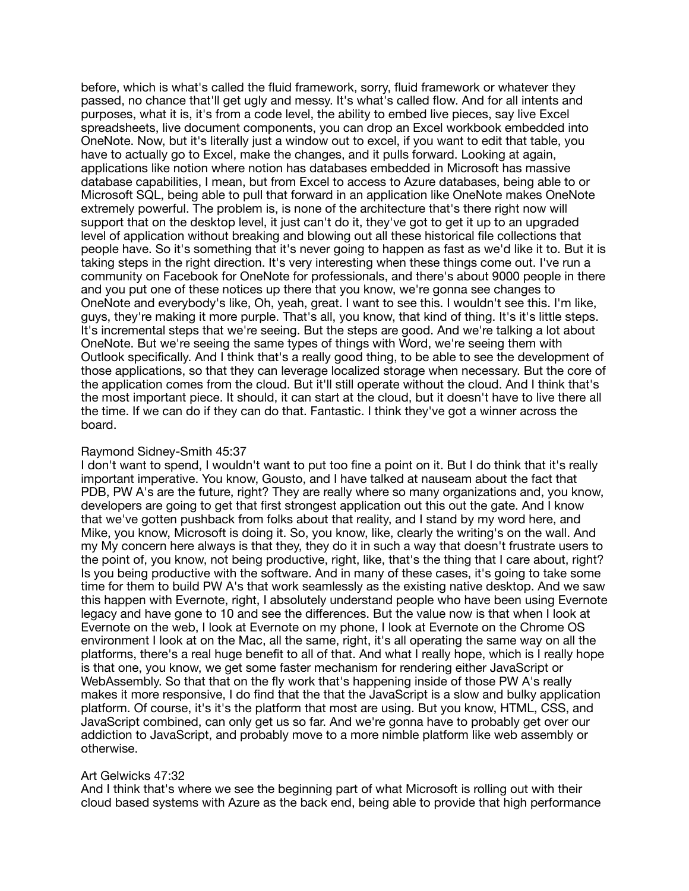before, which is what's called the fluid framework, sorry, fluid framework or whatever they passed, no chance that'll get ugly and messy. It's what's called flow. And for all intents and purposes, what it is, it's from a code level, the ability to embed live pieces, say live Excel spreadsheets, live document components, you can drop an Excel workbook embedded into OneNote. Now, but it's literally just a window out to excel, if you want to edit that table, you have to actually go to Excel, make the changes, and it pulls forward. Looking at again, applications like notion where notion has databases embedded in Microsoft has massive database capabilities, I mean, but from Excel to access to Azure databases, being able to or Microsoft SQL, being able to pull that forward in an application like OneNote makes OneNote extremely powerful. The problem is, is none of the architecture that's there right now will support that on the desktop level, it just can't do it, they've got to get it up to an upgraded level of application without breaking and blowing out all these historical file collections that people have. So it's something that it's never going to happen as fast as we'd like it to. But it is taking steps in the right direction. It's very interesting when these things come out. I've run a community on Facebook for OneNote for professionals, and there's about 9000 people in there and you put one of these notices up there that you know, we're gonna see changes to OneNote and everybody's like, Oh, yeah, great. I want to see this. I wouldn't see this. I'm like, guys, they're making it more purple. That's all, you know, that kind of thing. It's it's little steps. It's incremental steps that we're seeing. But the steps are good. And we're talking a lot about OneNote. But we're seeing the same types of things with Word, we're seeing them with Outlook specifically. And I think that's a really good thing, to be able to see the development of those applications, so that they can leverage localized storage when necessary. But the core of the application comes from the cloud. But it'll still operate without the cloud. And I think that's the most important piece. It should, it can start at the cloud, but it doesn't have to live there all the time. If we can do if they can do that. Fantastic. I think they've got a winner across the board.

Raymond Sidney-Smith 45:37
I don't want to spend, I wouldn't want to put too fine a point on it. But I do think that it's really important imperative. You know, Gousto, and I have talked at nauseam about the fact that PDB, PW A's are the future, right? They are really where so many organizations and, you know, developers are going to get that first strongest application out this out the gate. And I know that we've gotten pushback from folks about that reality, and I stand by my word here, and Mike, you know, Microsoft is doing it. So, you know, like, clearly the writing's on the wall. And my My concern here always is that they, they do it in such a way that doesn't frustrate users to the point of, you know, not being productive, right, like, that's the thing that I care about, right? Is you being productive with the software. And in many of these cases, it's going to take some time for them to build PW A's that work seamlessly as the existing native desktop. And we saw this happen with Evernote, right, I absolutely understand people who have been using Evernote legacy and have gone to 10 and see the differences. But the value now is that when I look at Evernote on the web, I look at Evernote on my phone, I look at Evernote on the Chrome OS environment I look at on the Mac, all the same, right, it's all operating the same way on all the platforms, there's a real huge benefit to all of that. And what I really hope, which is I really hope is that one, you know, we get some faster mechanism for rendering either JavaScript or WebAssembly. So that that on the fly work that's happening inside of those PW A's really makes it more responsive, I do find that the that the JavaScript is a slow and bulky application platform. Of course, it's it's the platform that most are using. But you know, HTML, CSS, and JavaScript combined, can only get us so far. And we're gonna have to probably get over our addiction to JavaScript, and probably move to a more nimble platform like web assembly or otherwise.

Art Gelwicks 47:32
And I think that's where we see the beginning part of what Microsoft is rolling out with their cloud based systems with Azure as the back end, being able to provide that high performance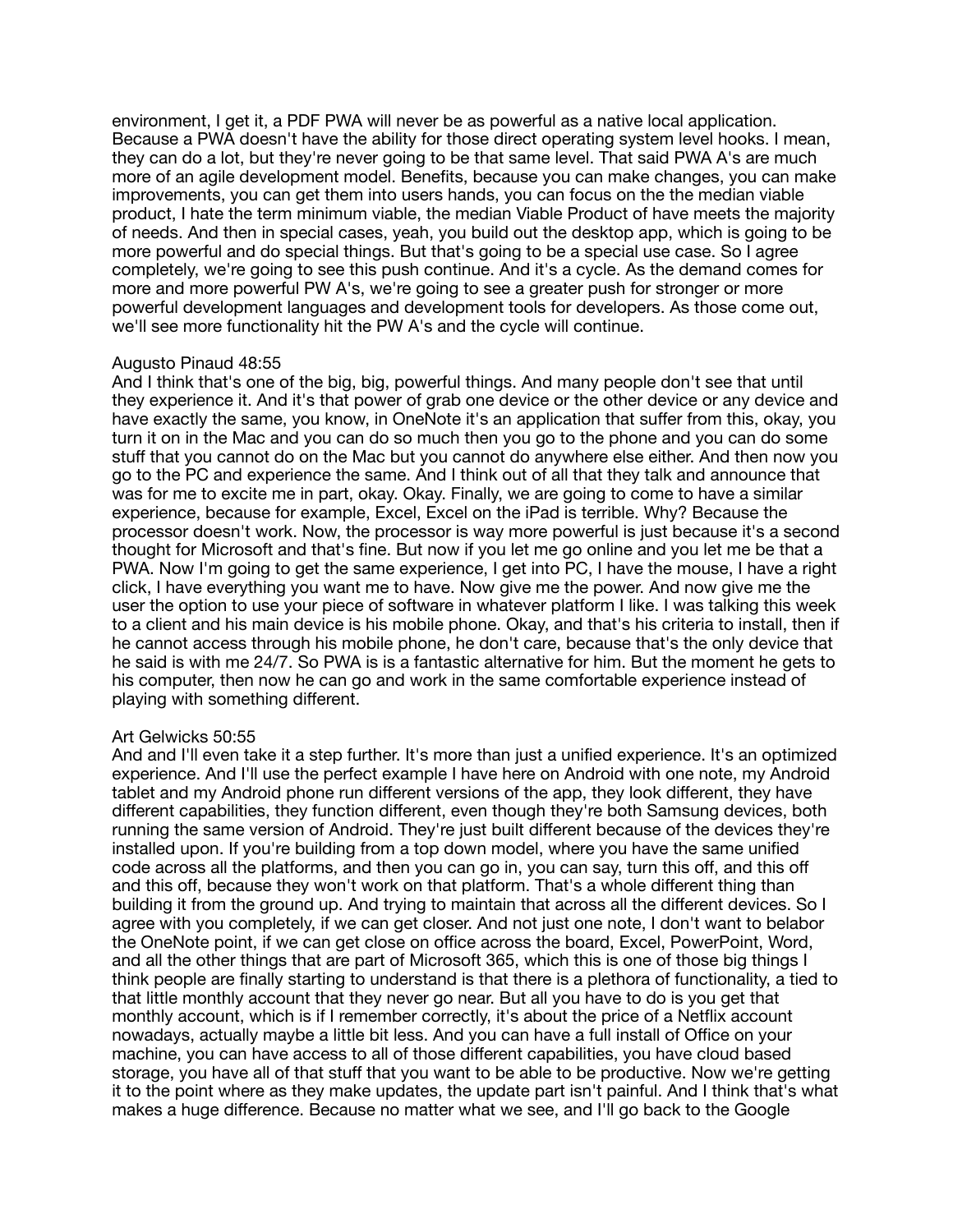environment, I get it, a PDF PWA will never be as powerful as a native local application. Because a PWA doesn't have the ability for those direct operating system level hooks. I mean, they can do a lot, but they're never going to be that same level. That said PWA A's are much more of an agile development model. Benefits, because you can make changes, you can make improvements, you can get them into users hands, you can focus on the the median viable product, I hate the term minimum viable, the median Viable Product of have meets the majority of needs. And then in special cases, yeah, you build out the desktop app, which is going to be more powerful and do special things. But that's going to be a special use case. So I agree completely, we're going to see this push continue. And it's a cycle. As the demand comes for more and more powerful PW A's, we're going to see a greater push for stronger or more powerful development languages and development tools for developers. As those come out, we'll see more functionality hit the PW A's and the cycle will continue.

Augusto Pinaud 48:55
And I think that's one of the big, big, powerful things. And many people don't see that until they experience it. And it's that power of grab one device or the other device or any device and have exactly the same, you know, in OneNote it's an application that suffer from this, okay, you turn it on in the Mac and you can do so much then you go to the phone and you can do some stuff that you cannot do on the Mac but you cannot do anywhere else either. And then now you go to the PC and experience the same. And I think out of all that they talk and announce that was for me to excite me in part, okay. Okay. Finally, we are going to come to have a similar experience, because for example, Excel, Excel on the iPad is terrible. Why? Because the processor doesn't work. Now, the processor is way more powerful is just because it's a second thought for Microsoft and that's fine. But now if you let me go online and you let me be that a PWA. Now I'm going to get the same experience, I get into PC, I have the mouse, I have a right click, I have everything you want me to have. Now give me the power. And now give me the user the option to use your piece of software in whatever platform I like. I was talking this week to a client and his main device is his mobile phone. Okay, and that's his criteria to install, then if he cannot access through his mobile phone, he don't care, because that's the only device that he said is with me 24/7. So PWA is is a fantastic alternative for him. But the moment he gets to his computer, then now he can go and work in the same comfortable experience instead of playing with something different.

Art Gelwicks 50:55
And and I'll even take it a step further. It's more than just a unified experience. It's an optimized experience. And I'll use the perfect example I have here on Android with one note, my Android tablet and my Android phone run different versions of the app, they look different, they have different capabilities, they function different, even though they're both Samsung devices, both running the same version of Android. They're just built different because of the devices they're installed upon. If you're building from a top down model, where you have the same unified code across all the platforms, and then you can go in, you can say, turn this off, and this off and this off, because they won't work on that platform. That's a whole different thing than building it from the ground up. And trying to maintain that across all the different devices. So I agree with you completely, if we can get closer. And not just one note, I don't want to belabor the OneNote point, if we can get close on office across the board, Excel, PowerPoint, Word, and all the other things that are part of Microsoft 365, which this is one of those big things I think people are finally starting to understand is that there is a plethora of functionality, a tied to that little monthly account that they never go near. But all you have to do is you get that monthly account, which is if I remember correctly, it's about the price of a Netflix account nowadays, actually maybe a little bit less. And you can have a full install of Office on your machine, you can have access to all of those different capabilities, you have cloud based storage, you have all of that stuff that you want to be able to be productive. Now we're getting it to the point where as they make updates, the update part isn't painful. And I think that's what makes a huge difference. Because no matter what we see, and I'll go back to the Google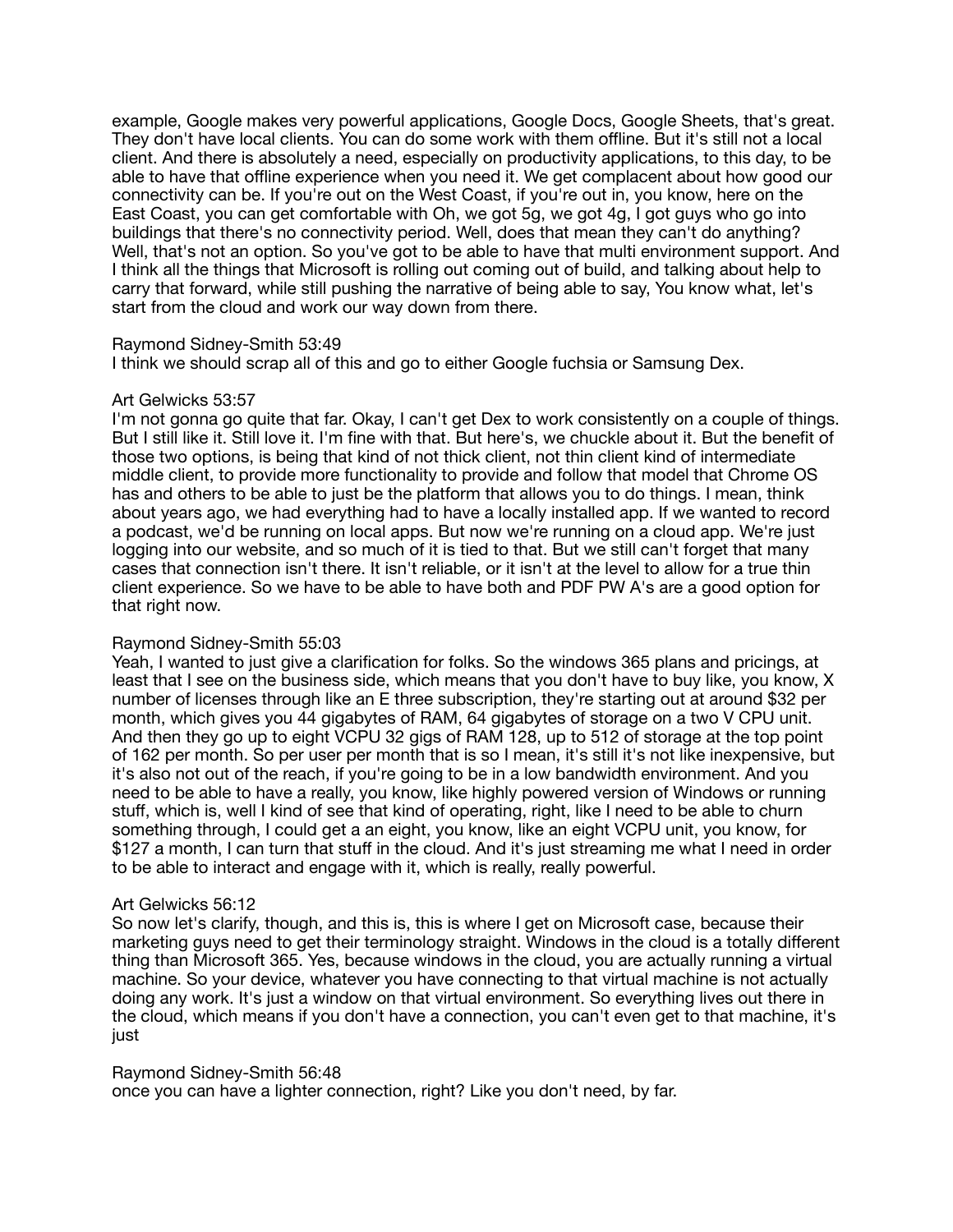example, Google makes very powerful applications, Google Docs, Google Sheets, that's great. They don't have local clients. You can do some work with them offline. But it's still not a local client. And there is absolutely a need, especially on productivity applications, to this day, to be able to have that offline experience when you need it. We get complacent about how good our connectivity can be. If you're out on the West Coast, if you're out in, you know, here on the East Coast, you can get comfortable with Oh, we got 5g, we got 4g, I got guys who go into buildings that there's no connectivity period. Well, does that mean they can't do anything? Well, that's not an option. So you've got to be able to have that multi environment support. And I think all the things that Microsoft is rolling out coming out of build, and talking about help to carry that forward, while still pushing the narrative of being able to say, You know what, let's start from the cloud and work our way down from there.

Raymond Sidney-Smith 53:49
I think we should scrap all of this and go to either Google fuchsia or Samsung Dex.

Art Gelwicks 53:57
I'm not gonna go quite that far. Okay, I can't get Dex to work consistently on a couple of things. But I still like it. Still love it. I'm fine with that. But here's, we chuckle about it. But the benefit of those two options, is being that kind of not thick client, not thin client kind of intermediate middle client, to provide more functionality to provide and follow that model that Chrome OS has and others to be able to just be the platform that allows you to do things. I mean, think about years ago, we had everything had to have a locally installed app. If we wanted to record a podcast, we'd be running on local apps. But now we're running on a cloud app. We're just logging into our website, and so much of it is tied to that. But we still can't forget that many cases that connection isn't there. It isn't reliable, or it isn't at the level to allow for a true thin client experience. So we have to be able to have both and PDF PW A's are a good option for that right now.

Raymond Sidney-Smith 55:03
Yeah, I wanted to just give a clarification for folks. So the windows 365 plans and pricings, at least that I see on the business side, which means that you don't have to buy like, you know, X number of licenses through like an E three subscription, they're starting out at around $32 per month, which gives you 44 gigabytes of RAM, 64 gigabytes of storage on a two V CPU unit. And then they go up to eight VCPU 32 gigs of RAM 128, up to 512 of storage at the top point of 162 per month. So per user per month that is so I mean, it's still it's not like inexpensive, but it's also not out of the reach, if you're going to be in a low bandwidth environment. And you need to be able to have a really, you know, like highly powered version of Windows or running stuff, which is, well I kind of see that kind of operating, right, like I need to be able to churn something through, I could get a an eight, you know, like an eight VCPU unit, you know, for $127 a month, I can turn that stuff in the cloud. And it's just streaming me what I need in order to be able to interact and engage with it, which is really, really powerful.

Art Gelwicks 56:12
So now let's clarify, though, and this is, this is where I get on Microsoft case, because their marketing guys need to get their terminology straight. Windows in the cloud is a totally different thing than Microsoft 365. Yes, because windows in the cloud, you are actually running a virtual machine. So your device, whatever you have connecting to that virtual machine is not actually doing any work. It's just a window on that virtual environment. So everything lives out there in the cloud, which means if you don't have a connection, you can't even get to that machine, it's just

Raymond Sidney-Smith 56:48
once you can have a lighter connection, right? Like you don't need, by far.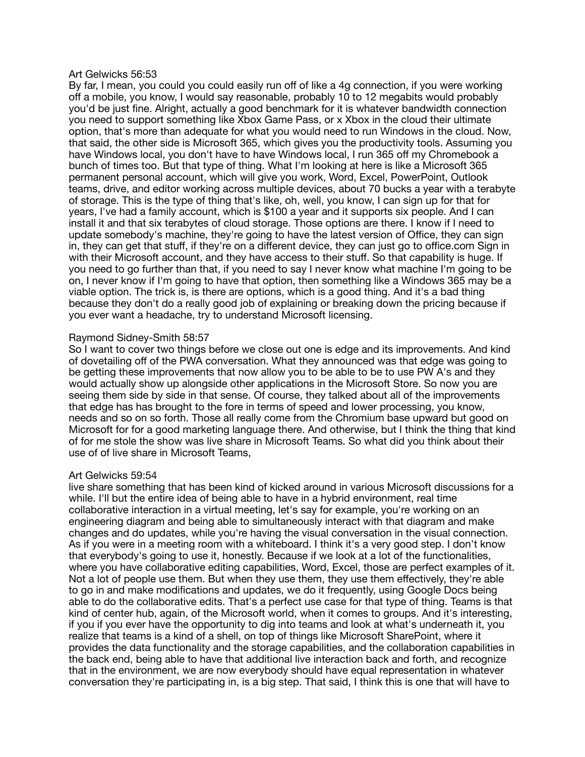Art Gelwicks 56:53
By far, I mean, you could you could easily run off of like a 4g connection, if you were working off a mobile, you know, I would say reasonable, probably 10 to 12 megabits would probably you'd be just fine. Alright, actually a good benchmark for it is whatever bandwidth connection you need to support something like Xbox Game Pass, or x Xbox in the cloud their ultimate option, that's more than adequate for what you would need to run Windows in the cloud. Now, that said, the other side is Microsoft 365, which gives you the productivity tools. Assuming you have Windows local, you don't have to have Windows local, I run 365 off my Chromebook a bunch of times too. But that type of thing. What I'm looking at here is like a Microsoft 365 permanent personal account, which will give you work, Word, Excel, PowerPoint, Outlook teams, drive, and editor working across multiple devices, about 70 bucks a year with a terabyte of storage. This is the type of thing that's like, oh, well, you know, I can sign up for that for years, I've had a family account, which is $100 a year and it supports six people. And I can install it and that six terabytes of cloud storage. Those options are there. I know if I need to update somebody's machine, they're going to have the latest version of Office, they can sign in, they can get that stuff, if they're on a different device, they can just go to office.com Sign in with their Microsoft account, and they have access to their stuff. So that capability is huge. If you need to go further than that, if you need to say I never know what machine I'm going to be on, I never know if I'm going to have that option, then something like a Windows 365 may be a viable option. The trick is, is there are options, which is a good thing. And it's a bad thing because they don't do a really good job of explaining or breaking down the pricing because if you ever want a headache, try to understand Microsoft licensing.

Raymond Sidney-Smith 58:57
So I want to cover two things before we close out one is edge and its improvements. And kind of dovetailing off of the PWA conversation. What they announced was that edge was going to be getting these improvements that now allow you to be able to be to use PW A's and they would actually show up alongside other applications in the Microsoft Store. So now you are seeing them side by side in that sense. Of course, they talked about all of the improvements that edge has has brought to the fore in terms of speed and lower processing, you know, needs and so on so forth. Those all really come from the Chromium base upward but good on Microsoft for for a good marketing language there. And otherwise, but I think the thing that kind of for me stole the show was live share in Microsoft Teams. So what did you think about their use of of live share in Microsoft Teams,

Art Gelwicks 59:54
live share something that has been kind of kicked around in various Microsoft discussions for a while. I'll but the entire idea of being able to have in a hybrid environment, real time collaborative interaction in a virtual meeting, let's say for example, you're working on an engineering diagram and being able to simultaneously interact with that diagram and make changes and do updates, while you're having the visual conversation in the visual connection. As if you were in a meeting room with a whiteboard. I think it's a very good step. I don't know that everybody's going to use it, honestly. Because if we look at a lot of the functionalities, where you have collaborative editing capabilities, Word, Excel, those are perfect examples of it. Not a lot of people use them. But when they use them, they use them effectively, they're able to go in and make modifications and updates, we do it frequently, using Google Docs being able to do the collaborative edits. That's a perfect use case for that type of thing. Teams is that kind of center hub, again, of the Microsoft world, when it comes to groups. And it's interesting, if you if you ever have the opportunity to dig into teams and look at what's underneath it, you realize that teams is a kind of a shell, on top of things like Microsoft SharePoint, where it provides the data functionality and the storage capabilities, and the collaboration capabilities in the back end, being able to have that additional live interaction back and forth, and recognize that in the environment, we are now everybody should have equal representation in whatever conversation they're participating in, is a big step. That said, I think this is one that will have to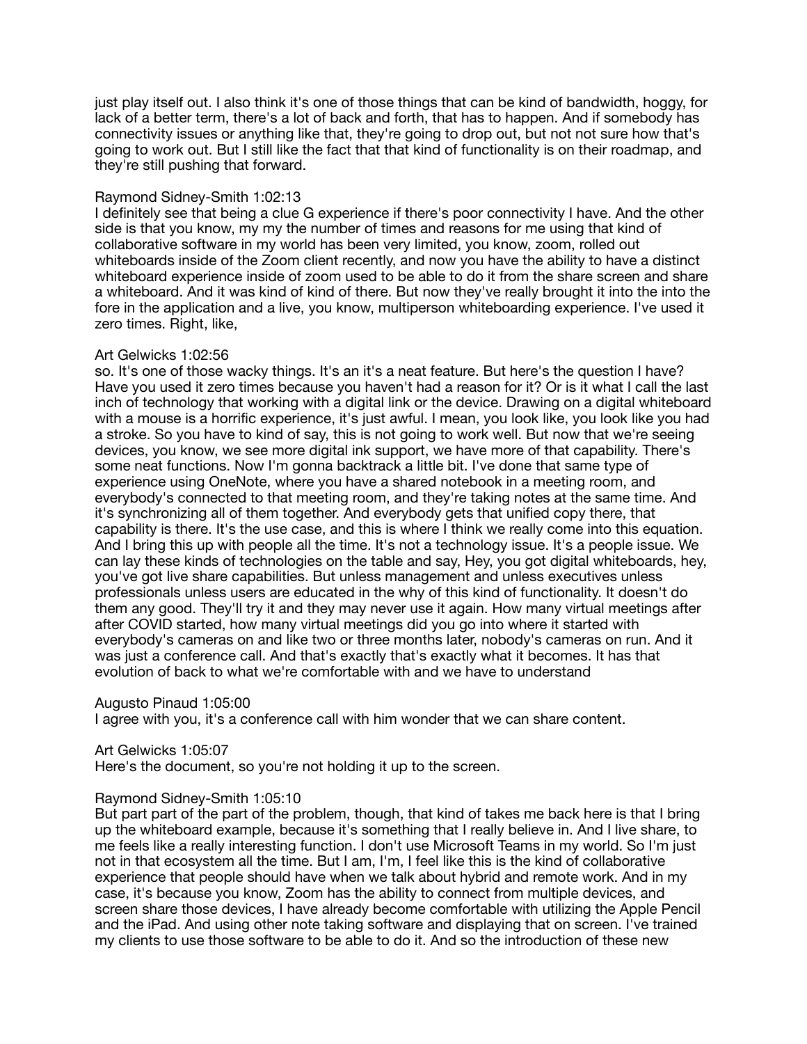just play itself out. I also think it's one of those things that can be kind of bandwidth, hoggy, for lack of a better term, there's a lot of back and forth, that has to happen. And if somebody has connectivity issues or anything like that, they're going to drop out, but not not sure how that's going to work out. But I still like the fact that that kind of functionality is on their roadmap, and they're still pushing that forward.

Raymond Sidney-Smith 1:02:13
I definitely see that being a clue G experience if there's poor connectivity I have. And the other side is that you know, my my the number of times and reasons for me using that kind of collaborative software in my world has been very limited, you know, zoom, rolled out whiteboards inside of the Zoom client recently, and now you have the ability to have a distinct whiteboard experience inside of zoom used to be able to do it from the share screen and share a whiteboard. And it was kind of kind of there. But now they've really brought it into the into the fore in the application and a live, you know, multiperson whiteboarding experience. I've used it zero times. Right, like,

Art Gelwicks 1:02:56
so. It's one of those wacky things. It's an it's a neat feature. But here's the question I have? Have you used it zero times because you haven't had a reason for it? Or is it what I call the last inch of technology that working with a digital link or the device. Drawing on a digital whiteboard with a mouse is a horrific experience, it's just awful. I mean, you look like, you look like you had a stroke. So you have to kind of say, this is not going to work well. But now that we're seeing devices, you know, we see more digital ink support, we have more of that capability. There's some neat functions. Now I'm gonna backtrack a little bit. I've done that same type of experience using OneNote, where you have a shared notebook in a meeting room, and everybody's connected to that meeting room, and they're taking notes at the same time. And it's synchronizing all of them together. And everybody gets that unified copy there, that capability is there. It's the use case, and this is where I think we really come into this equation. And I bring this up with people all the time. It's not a technology issue. It's a people issue. We can lay these kinds of technologies on the table and say, Hey, you got digital whiteboards, hey, you've got live share capabilities. But unless management and unless executives unless professionals unless users are educated in the why of this kind of functionality. It doesn't do them any good. They'll try it and they may never use it again. How many virtual meetings after after COVID started, how many virtual meetings did you go into where it started with everybody's cameras on and like two or three months later, nobody's cameras on run. And it was just a conference call. And that's exactly that's exactly what it becomes. It has that evolution of back to what we're comfortable with and we have to understand

Augusto Pinaud 1:05:00
I agree with you, it's a conference call with him wonder that we can share content.

Art Gelwicks 1:05:07
Here's the document, so you're not holding it up to the screen.

Raymond Sidney-Smith 1:05:10
But part part of the part of the problem, though, that kind of takes me back here is that I bring up the whiteboard example, because it's something that I really believe in. And I live share, to me feels like a really interesting function. I don't use Microsoft Teams in my world. So I'm just not in that ecosystem all the time. But I am, I'm, I feel like this is the kind of collaborative experience that people should have when we talk about hybrid and remote work. And in my case, it's because you know, Zoom has the ability to connect from multiple devices, and screen share those devices, I have already become comfortable with utilizing the Apple Pencil and the iPad. And using other note taking software and displaying that on screen. I've trained my clients to use those software to be able to do it. And so the introduction of these new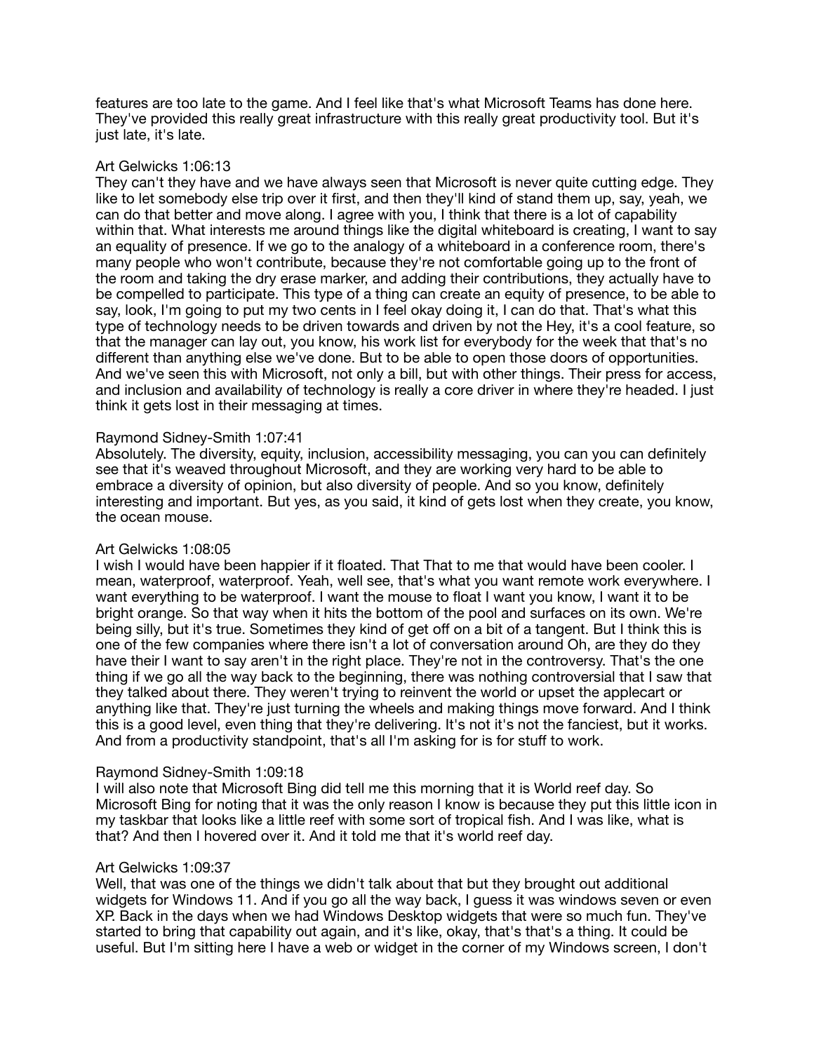features are too late to the game. And I feel like that's what Microsoft Teams has done here. They've provided this really great infrastructure with this really great productivity tool. But it's just late, it's late.

Art Gelwicks 1:06:13

They can't they have and we have always seen that Microsoft is never quite cutting edge. They like to let somebody else trip over it first, and then they'll kind of stand them up, say, yeah, we can do that better and move along. I agree with you, I think that there is a lot of capability within that. What interests me around things like the digital whiteboard is creating, I want to say an equality of presence. If we go to the analogy of a whiteboard in a conference room, there's many people who won't contribute, because they're not comfortable going up to the front of the room and taking the dry erase marker, and adding their contributions, they actually have to be compelled to participate. This type of a thing can create an equity of presence, to be able to say, look, I'm going to put my two cents in I feel okay doing it, I can do that. That's what this type of technology needs to be driven towards and driven by not the Hey, it's a cool feature, so that the manager can lay out, you know, his work list for everybody for the week that that's no different than anything else we've done. But to be able to open those doors of opportunities. And we've seen this with Microsoft, not only a bill, but with other things. Their press for access, and inclusion and availability of technology is really a core driver in where they're headed. I just think it gets lost in their messaging at times.

Raymond Sidney-Smith 1:07:41

Absolutely. The diversity, equity, inclusion, accessibility messaging, you can you can definitely see that it's weaved throughout Microsoft, and they are working very hard to be able to embrace a diversity of opinion, but also diversity of people. And so you know, definitely interesting and important. But yes, as you said, it kind of gets lost when they create, you know, the ocean mouse.

Art Gelwicks 1:08:05

I wish I would have been happier if it floated. That That to me that would have been cooler. I mean, waterproof, waterproof. Yeah, well see, that's what you want remote work everywhere. I want everything to be waterproof. I want the mouse to float I want you know, I want it to be bright orange. So that way when it hits the bottom of the pool and surfaces on its own. We're being silly, but it's true. Sometimes they kind of get off on a bit of a tangent. But I think this is one of the few companies where there isn't a lot of conversation around Oh, are they do they have their I want to say aren't in the right place. They're not in the controversy. That's the one thing if we go all the way back to the beginning, there was nothing controversial that I saw that they talked about there. They weren't trying to reinvent the world or upset the applecart or anything like that. They're just turning the wheels and making things move forward. And I think this is a good level, even thing that they're delivering. It's not it's not the fanciest, but it works. And from a productivity standpoint, that's all I'm asking for is for stuff to work.

Raymond Sidney-Smith 1:09:18

I will also note that Microsoft Bing did tell me this morning that it is World reef day. So Microsoft Bing for noting that it was the only reason I know is because they put this little icon in my taskbar that looks like a little reef with some sort of tropical fish. And I was like, what is that? And then I hovered over it. And it told me that it's world reef day.

Art Gelwicks 1:09:37

Well, that was one of the things we didn't talk about that but they brought out additional widgets for Windows 11. And if you go all the way back, I guess it was windows seven or even XP. Back in the days when we had Windows Desktop widgets that were so much fun. They've started to bring that capability out again, and it's like, okay, that's that's a thing. It could be useful. But I'm sitting here I have a web or widget in the corner of my Windows screen, I don't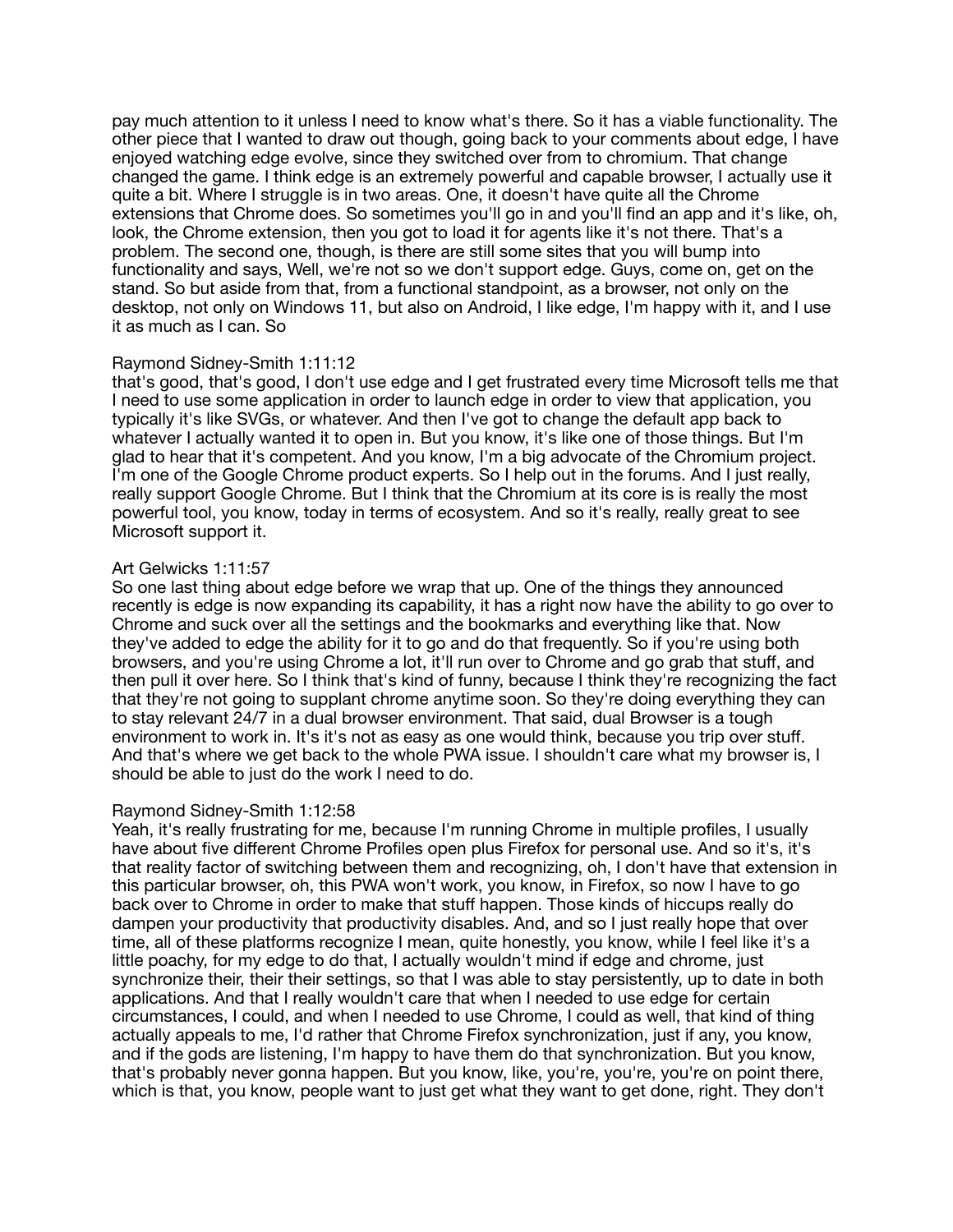pay much attention to it unless I need to know what's there. So it has a viable functionality. The other piece that I wanted to draw out though, going back to your comments about edge, I have enjoyed watching edge evolve, since they switched over from to chromium. That change changed the game. I think edge is an extremely powerful and capable browser, I actually use it quite a bit. Where I struggle is in two areas. One, it doesn't have quite all the Chrome extensions that Chrome does. So sometimes you'll go in and you'll find an app and it's like, oh, look, the Chrome extension, then you got to load it for agents like it's not there. That's a problem. The second one, though, is there are still some sites that you will bump into functionality and says, Well, we're not so we don't support edge. Guys, come on, get on the stand. So but aside from that, from a functional standpoint, as a browser, not only on the desktop, not only on Windows 11, but also on Android, I like edge, I'm happy with it, and I use it as much as I can. So

Raymond Sidney-Smith 1:11:12
that's good, that's good, I don't use edge and I get frustrated every time Microsoft tells me that I need to use some application in order to launch edge in order to view that application, you typically it's like SVGs, or whatever. And then I've got to change the default app back to whatever I actually wanted it to open in. But you know, it's like one of those things. But I'm glad to hear that it's competent. And you know, I'm a big advocate of the Chromium project. I'm one of the Google Chrome product experts. So I help out in the forums. And I just really, really support Google Chrome. But I think that the Chromium at its core is is really the most powerful tool, you know, today in terms of ecosystem. And so it's really, really great to see Microsoft support it.

Art Gelwicks 1:11:57
So one last thing about edge before we wrap that up. One of the things they announced recently is edge is now expanding its capability, it has a right now have the ability to go over to Chrome and suck over all the settings and the bookmarks and everything like that. Now they've added to edge the ability for it to go and do that frequently. So if you're using both browsers, and you're using Chrome a lot, it'll run over to Chrome and go grab that stuff, and then pull it over here. So I think that's kind of funny, because I think they're recognizing the fact that they're not going to supplant chrome anytime soon. So they're doing everything they can to stay relevant 24/7 in a dual browser environment. That said, dual Browser is a tough environment to work in. It's it's not as easy as one would think, because you trip over stuff. And that's where we get back to the whole PWA issue. I shouldn't care what my browser is, I should be able to just do the work I need to do.

Raymond Sidney-Smith 1:12:58
Yeah, it's really frustrating for me, because I'm running Chrome in multiple profiles, I usually have about five different Chrome Profiles open plus Firefox for personal use. And so it's, it's that reality factor of switching between them and recognizing, oh, I don't have that extension in this particular browser, oh, this PWA won't work, you know, in Firefox, so now I have to go back over to Chrome in order to make that stuff happen. Those kinds of hiccups really do dampen your productivity that productivity disables. And, and so I just really hope that over time, all of these platforms recognize I mean, quite honestly, you know, while I feel like it's a little poachy, for my edge to do that, I actually wouldn't mind if edge and chrome, just synchronize their, their their settings, so that I was able to stay persistently, up to date in both applications. And that I really wouldn't care that when I needed to use edge for certain circumstances, I could, and when I needed to use Chrome, I could as well, that kind of thing actually appeals to me, I'd rather that Chrome Firefox synchronization, just if any, you know, and if the gods are listening, I'm happy to have them do that synchronization. But you know, that's probably never gonna happen. But you know, like, you're, you're, you're on point there, which is that, you know, people want to just get what they want to get done, right. They don't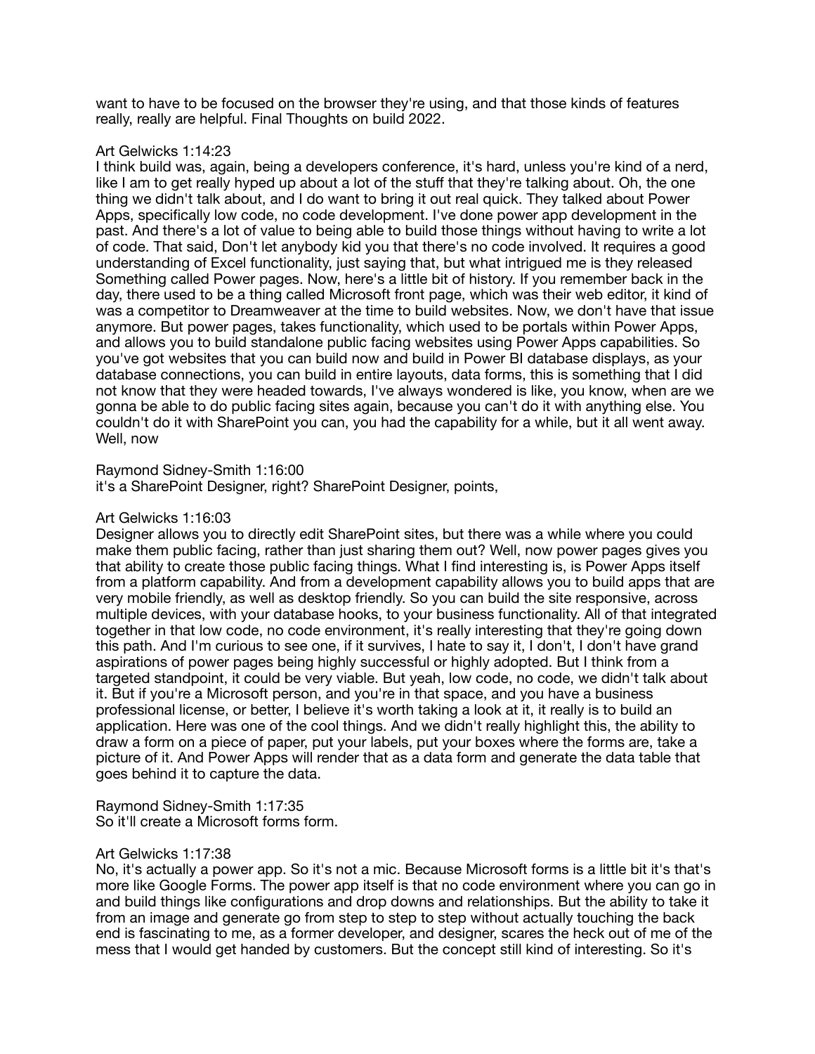want to have to be focused on the browser they're using, and that those kinds of features really, really are helpful. Final Thoughts on build 2022.

Art Gelwicks 1:14:23
I think build was, again, being a developers conference, it's hard, unless you're kind of a nerd, like I am to get really hyped up about a lot of the stuff that they're talking about. Oh, the one thing we didn't talk about, and I do want to bring it out real quick. They talked about Power Apps, specifically low code, no code development. I've done power app development in the past. And there's a lot of value to being able to build those things without having to write a lot of code. That said, Don't let anybody kid you that there's no code involved. It requires a good understanding of Excel functionality, just saying that, but what intrigued me is they released Something called Power pages. Now, here's a little bit of history. If you remember back in the day, there used to be a thing called Microsoft front page, which was their web editor, it kind of was a competitor to Dreamweaver at the time to build websites. Now, we don't have that issue anymore. But power pages, takes functionality, which used to be portals within Power Apps, and allows you to build standalone public facing websites using Power Apps capabilities. So you've got websites that you can build now and build in Power BI database displays, as your database connections, you can build in entire layouts, data forms, this is something that I did not know that they were headed towards, I've always wondered is like, you know, when are we gonna be able to do public facing sites again, because you can't do it with anything else. You couldn't do it with SharePoint you can, you had the capability for a while, but it all went away. Well, now

Raymond Sidney-Smith 1:16:00
it's a SharePoint Designer, right? SharePoint Designer, points,

Art Gelwicks 1:16:03
Designer allows you to directly edit SharePoint sites, but there was a while where you could make them public facing, rather than just sharing them out? Well, now power pages gives you that ability to create those public facing things. What I find interesting is, is Power Apps itself from a platform capability. And from a development capability allows you to build apps that are very mobile friendly, as well as desktop friendly. So you can build the site responsive, across multiple devices, with your database hooks, to your business functionality. All of that integrated together in that low code, no code environment, it's really interesting that they're going down this path. And I'm curious to see one, if it survives, I hate to say it, I don't, I don't have grand aspirations of power pages being highly successful or highly adopted. But I think from a targeted standpoint, it could be very viable. But yeah, low code, no code, we didn't talk about it. But if you're a Microsoft person, and you're in that space, and you have a business professional license, or better, I believe it's worth taking a look at it, it really is to build an application. Here was one of the cool things. And we didn't really highlight this, the ability to draw a form on a piece of paper, put your labels, put your boxes where the forms are, take a picture of it. And Power Apps will render that as a data form and generate the data table that goes behind it to capture the data.

Raymond Sidney-Smith 1:17:35
So it'll create a Microsoft forms form.

Art Gelwicks 1:17:38
No, it's actually a power app. So it's not a mic. Because Microsoft forms is a little bit it's that's more like Google Forms. The power app itself is that no code environment where you can go in and build things like configurations and drop downs and relationships. But the ability to take it from an image and generate go from step to step to step without actually touching the back end is fascinating to me, as a former developer, and designer, scares the heck out of me of the mess that I would get handed by customers. But the concept still kind of interesting. So it's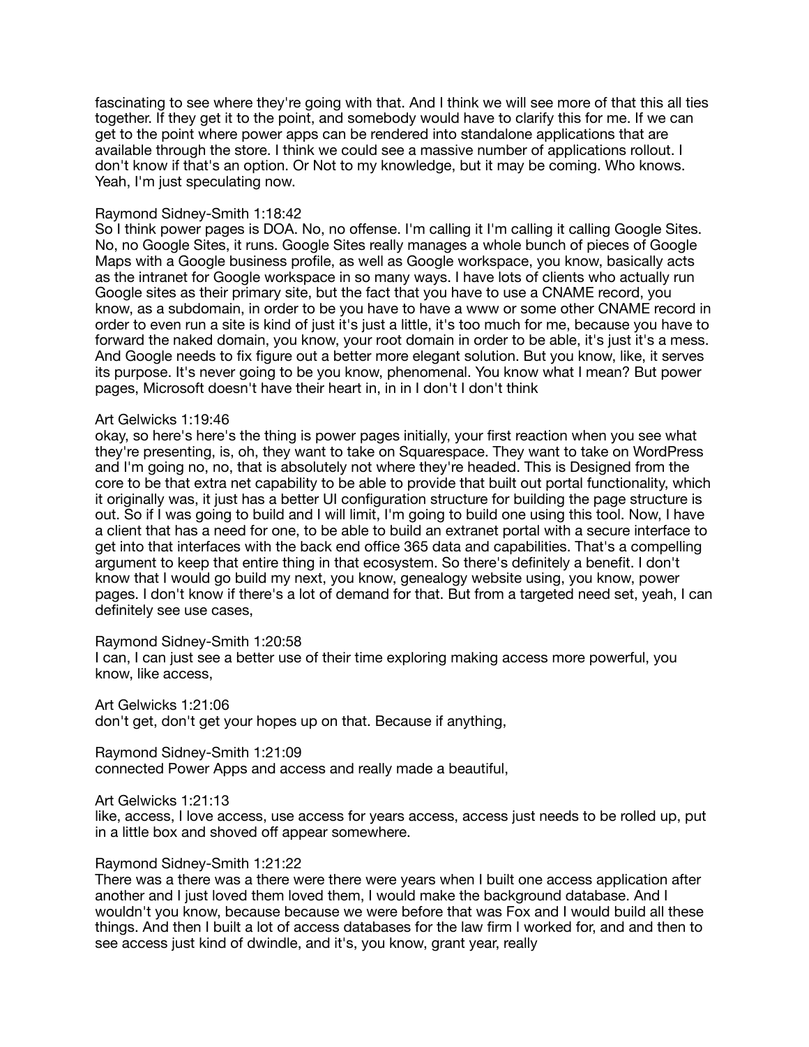fascinating to see where they're going with that. And I think we will see more of that this all ties together. If they get it to the point, and somebody would have to clarify this for me. If we can get to the point where power apps can be rendered into standalone applications that are available through the store. I think we could see a massive number of applications rollout. I don't know if that's an option. Or Not to my knowledge, but it may be coming. Who knows. Yeah, I'm just speculating now.

Raymond Sidney-Smith 1:18:42
So I think power pages is DOA. No, no offense. I'm calling it I'm calling it calling Google Sites. No, no Google Sites, it runs. Google Sites really manages a whole bunch of pieces of Google Maps with a Google business profile, as well as Google workspace, you know, basically acts as the intranet for Google workspace in so many ways. I have lots of clients who actually run Google sites as their primary site, but the fact that you have to use a CNAME record, you know, as a subdomain, in order to be you have to have a www or some other CNAME record in order to even run a site is kind of just it's just a little, it's too much for me, because you have to forward the naked domain, you know, your root domain in order to be able, it's just it's a mess. And Google needs to fix figure out a better more elegant solution. But you know, like, it serves its purpose. It's never going to be you know, phenomenal. You know what I mean? But power pages, Microsoft doesn't have their heart in, in in I don't I don't think

Art Gelwicks 1:19:46
okay, so here's here's the thing is power pages initially, your first reaction when you see what they're presenting, is, oh, they want to take on Squarespace. They want to take on WordPress and I'm going no, no, that is absolutely not where they're headed. This is Designed from the core to be that extra net capability to be able to provide that built out portal functionality, which it originally was, it just has a better UI configuration structure for building the page structure is out. So if I was going to build and I will limit, I'm going to build one using this tool. Now, I have a client that has a need for one, to be able to build an extranet portal with a secure interface to get into that interfaces with the back end office 365 data and capabilities. That's a compelling argument to keep that entire thing in that ecosystem. So there's definitely a benefit. I don't know that I would go build my next, you know, genealogy website using, you know, power pages. I don't know if there's a lot of demand for that. But from a targeted need set, yeah, I can definitely see use cases,

Raymond Sidney-Smith 1:20:58
I can, I can just see a better use of their time exploring making access more powerful, you know, like access,

Art Gelwicks 1:21:06
don't get, don't get your hopes up on that. Because if anything,

Raymond Sidney-Smith 1:21:09
connected Power Apps and access and really made a beautiful,

Art Gelwicks 1:21:13
like, access, I love access, use access for years access, access just needs to be rolled up, put in a little box and shoved off appear somewhere.

Raymond Sidney-Smith 1:21:22
There was a there was a there were there were years when I built one access application after another and I just loved them loved them, I would make the background database. And I wouldn't you know, because because we were before that was Fox and I would build all these things. And then I built a lot of access databases for the law firm I worked for, and and then to see access just kind of dwindle, and it's, you know, grant year, really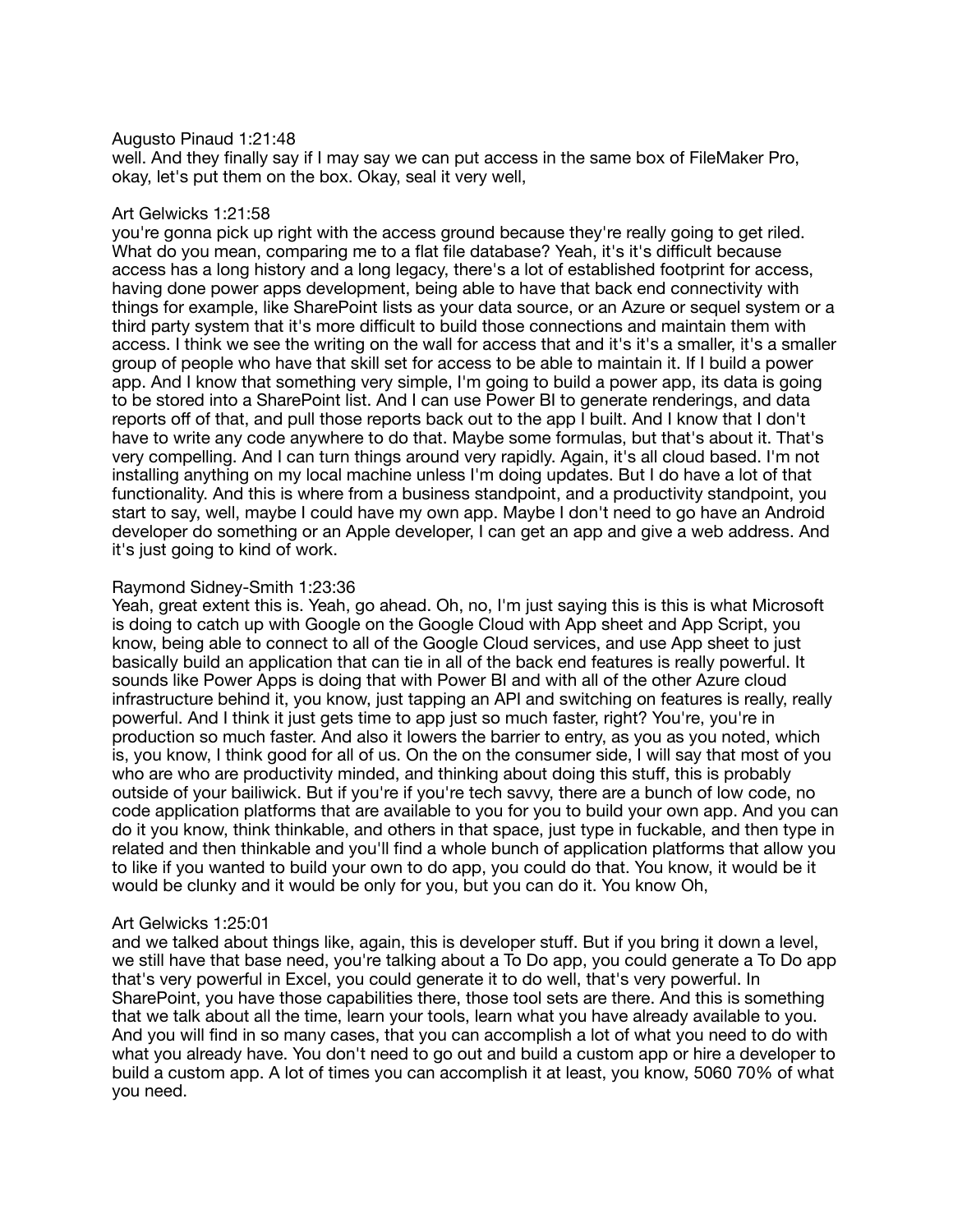Augusto Pinaud 1:21:48
well. And they finally say if I may say we can put access in the same box of FileMaker Pro, okay, let's put them on the box. Okay, seal it very well,

Art Gelwicks 1:21:58
you're gonna pick up right with the access ground because they're really going to get riled. What do you mean, comparing me to a flat file database? Yeah, it's it's difficult because access has a long history and a long legacy, there's a lot of established footprint for access, having done power apps development, being able to have that back end connectivity with things for example, like SharePoint lists as your data source, or an Azure or sequel system or a third party system that it's more difficult to build those connections and maintain them with access. I think we see the writing on the wall for access that and it's it's a smaller, it's a smaller group of people who have that skill set for access to be able to maintain it. If I build a power app. And I know that something very simple, I'm going to build a power app, its data is going to be stored into a SharePoint list. And I can use Power BI to generate renderings, and data reports off of that, and pull those reports back out to the app I built. And I know that I don't have to write any code anywhere to do that. Maybe some formulas, but that's about it. That's very compelling. And I can turn things around very rapidly. Again, it's all cloud based. I'm not installing anything on my local machine unless I'm doing updates. But I do have a lot of that functionality. And this is where from a business standpoint, and a productivity standpoint, you start to say, well, maybe I could have my own app. Maybe I don't need to go have an Android developer do something or an Apple developer, I can get an app and give a web address. And it's just going to kind of work.

Raymond Sidney-Smith 1:23:36
Yeah, great extent this is. Yeah, go ahead. Oh, no, I'm just saying this is this is what Microsoft is doing to catch up with Google on the Google Cloud with App sheet and App Script, you know, being able to connect to all of the Google Cloud services, and use App sheet to just basically build an application that can tie in all of the back end features is really powerful. It sounds like Power Apps is doing that with Power BI and with all of the other Azure cloud infrastructure behind it, you know, just tapping an API and switching on features is really, really powerful. And I think it just gets time to app just so much faster, right? You're, you're in production so much faster. And also it lowers the barrier to entry, as you as you noted, which is, you know, I think good for all of us. On the on the consumer side, I will say that most of you who are who are productivity minded, and thinking about doing this stuff, this is probably outside of your bailiwick. But if you're if you're tech savvy, there are a bunch of low code, no code application platforms that are available to you for you to build your own app. And you can do it you know, think thinkable, and others in that space, just type in fuckable, and then type in related and then thinkable and you'll find a whole bunch of application platforms that allow you to like if you wanted to build your own to do app, you could do that. You know, it would be it would be clunky and it would be only for you, but you can do it. You know Oh,

Art Gelwicks 1:25:01
and we talked about things like, again, this is developer stuff. But if you bring it down a level, we still have that base need, you're talking about a To Do app, you could generate a To Do app that's very powerful in Excel, you could generate it to do well, that's very powerful. In SharePoint, you have those capabilities there, those tool sets are there. And this is something that we talk about all the time, learn your tools, learn what you have already available to you. And you will find in so many cases, that you can accomplish a lot of what you need to do with what you already have. You don't need to go out and build a custom app or hire a developer to build a custom app. A lot of times you can accomplish it at least, you know, 5060 70% of what you need.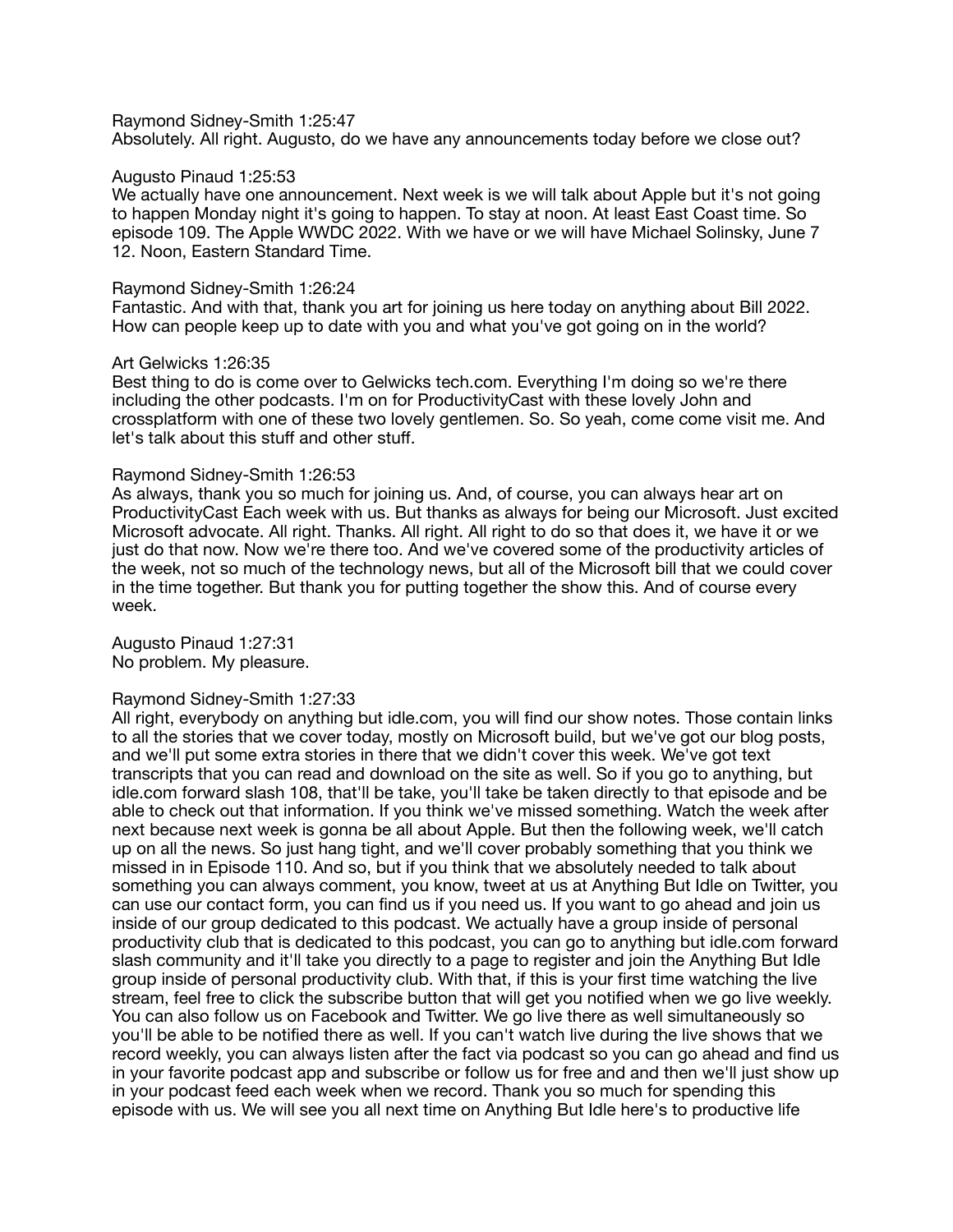Raymond Sidney-Smith 1:25:47
Absolutely. All right. Augusto, do we have any announcements today before we close out?

Augusto Pinaud 1:25:53
We actually have one announcement. Next week is we will talk about Apple but it's not going to happen Monday night it's going to happen. To stay at noon. At least East Coast time. So episode 109. The Apple WWDC 2022. With we have or we will have Michael Solinsky, June 7 12. Noon, Eastern Standard Time.

Raymond Sidney-Smith 1:26:24
Fantastic. And with that, thank you art for joining us here today on anything about Bill 2022. How can people keep up to date with you and what you've got going on in the world?

Art Gelwicks 1:26:35
Best thing to do is come over to Gelwicks tech.com. Everything I'm doing so we're there including the other podcasts. I'm on for ProductivityCast with these lovely John and crossplatform with one of these two lovely gentlemen. So. So yeah, come come visit me. And let's talk about this stuff and other stuff.

Raymond Sidney-Smith 1:26:53
As always, thank you so much for joining us. And, of course, you can always hear art on ProductivityCast Each week with us. But thanks as always for being our Microsoft. Just excited Microsoft advocate. All right. Thanks. All right. All right to do so that does it, we have it or we just do that now. Now we're there too. And we've covered some of the productivity articles of the week, not so much of the technology news, but all of the Microsoft bill that we could cover in the time together. But thank you for putting together the show this. And of course every week.

Augusto Pinaud 1:27:31
No problem. My pleasure.

Raymond Sidney-Smith 1:27:33
All right, everybody on anything but idle.com, you will find our show notes. Those contain links to all the stories that we cover today, mostly on Microsoft build, but we've got our blog posts, and we'll put some extra stories in there that we didn't cover this week. We've got text transcripts that you can read and download on the site as well. So if you go to anything, but idle.com forward slash 108, that'll be take, you'll take be taken directly to that episode and be able to check out that information. If you think we've missed something. Watch the week after next because next week is gonna be all about Apple. But then the following week, we'll catch up on all the news. So just hang tight, and we'll cover probably something that you think we missed in in Episode 110. And so, but if you think that we absolutely needed to talk about something you can always comment, you know, tweet at us at Anything But Idle on Twitter, you can use our contact form, you can find us if you need us. If you want to go ahead and join us inside of our group dedicated to this podcast. We actually have a group inside of personal productivity club that is dedicated to this podcast, you can go to anything but idle.com forward slash community and it'll take you directly to a page to register and join the Anything But Idle group inside of personal productivity club. With that, if this is your first time watching the live stream, feel free to click the subscribe button that will get you notified when we go live weekly. You can also follow us on Facebook and Twitter. We go live there as well simultaneously so you'll be able to be notified there as well. If you can't watch live during the live shows that we record weekly, you can always listen after the fact via podcast so you can go ahead and find us in your favorite podcast app and subscribe or follow us for free and and then we'll just show up in your podcast feed each week when we record. Thank you so much for spending this episode with us. We will see you all next time on Anything But Idle here's to productive life